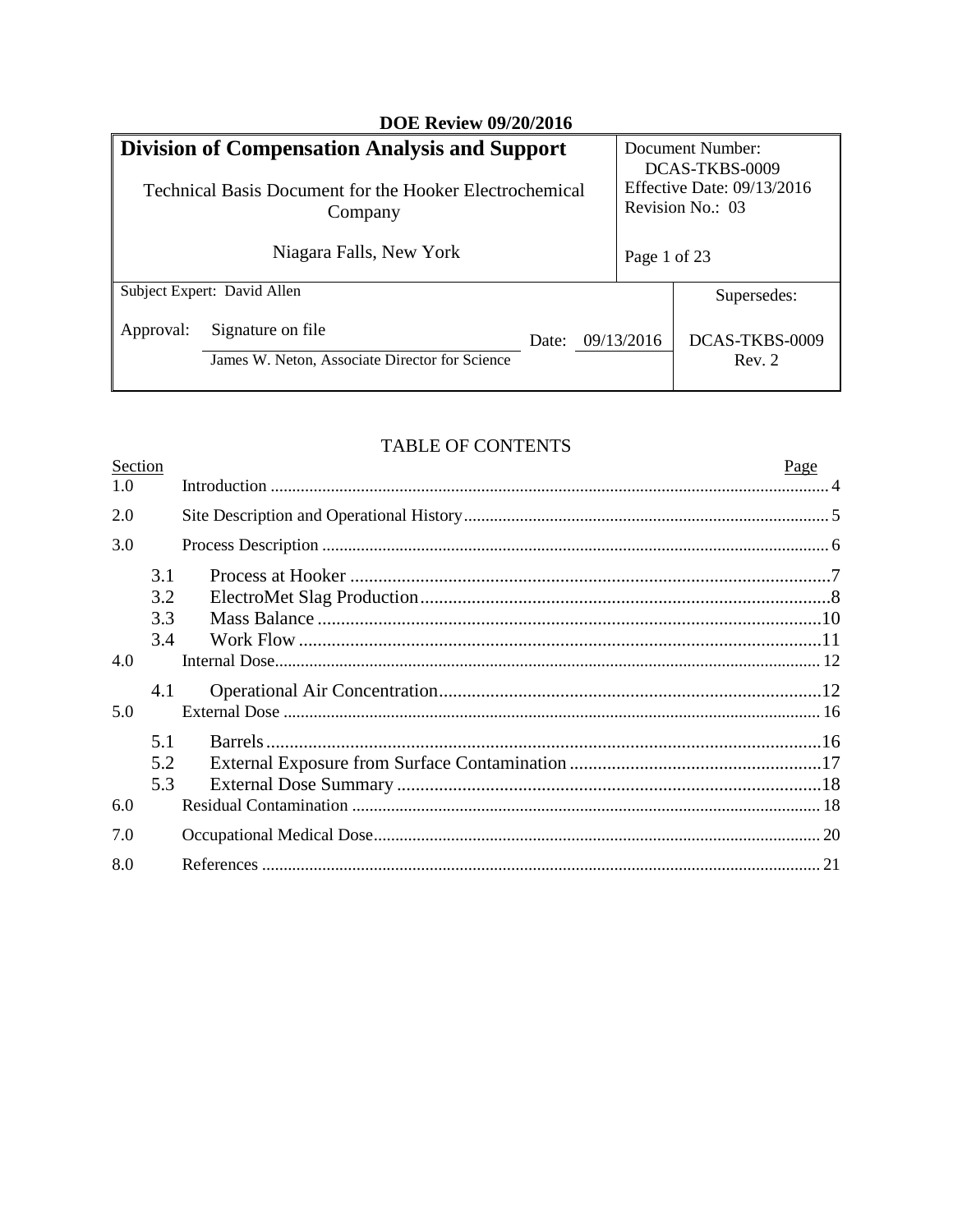**DOE Review 09/20/2016**

| **Division of Compensation Analysis and Support**<br><br>Technical Basis Document for the Hooker Electrochemical Company<br><br>Niagara Falls, New York | | Document Number: DCAS-TKBS-0009<br>Effective Date: 09/13/2016<br>Revision No.: 03<br><br>Page 1 of 23 |
|---|---|---|
| Subject Expert: David Allen | | Supersedes: |
| Approval: Signature on file<br>James W. Neton, Associate Director for Science | Date: 09/13/2016 | DCAS-TKBS-0009 Rev. 2 |

TABLE OF CONTENTS

| Section | | Page |
|---|---|---|
| 1.0 | Introduction | 4 |
| 2.0 | Site Description and Operational History | 5 |
| 3.0 | Process Description | 6 |
| 3.1 | Process at Hooker | 7 |
| 3.2 | ElectroMet Slag Production | 8 |
| 3.3 | Mass Balance | 10 |
| 3.4 | Work Flow | 11 |
| 4.0 | Internal Dose | 12 |
| 4.1 | Operational Air Concentration | 12 |
| 5.0 | External Dose | 16 |
| 5.1 | Barrels | 16 |
| 5.2 | External Exposure from Surface Contamination | 17 |
| 5.3 | External Dose Summary | 18 |
| 6.0 | Residual Contamination | 18 |
| 7.0 | Occupational Medical Dose | 20 |
| 8.0 | References | 21 |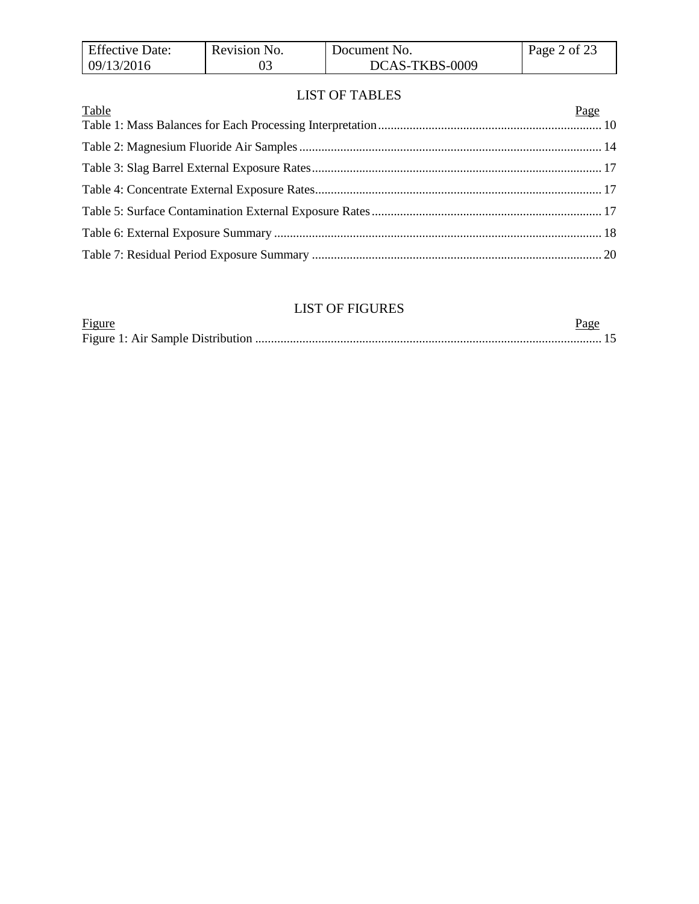## LIST OF TABLES

| Table | Page |
|---|---|
| Table 1: Mass Balances for Each Processing Interpretation | 10 |
| Table 2: Magnesium Fluoride Air Samples | 14 |
| Table 3: Slag Barrel External Exposure Rates | 17 |
| Table 4: Concentrate External Exposure Rates | 17 |
| Table 5: Surface Contamination External Exposure Rates | 17 |
| Table 6: External Exposure Summary | 18 |
| Table 7: Residual Period Exposure Summary | 20 |

## LIST OF FIGURES

| Figure | Page |
|---|---|
| Figure 1: Air Sample Distribution | 15 |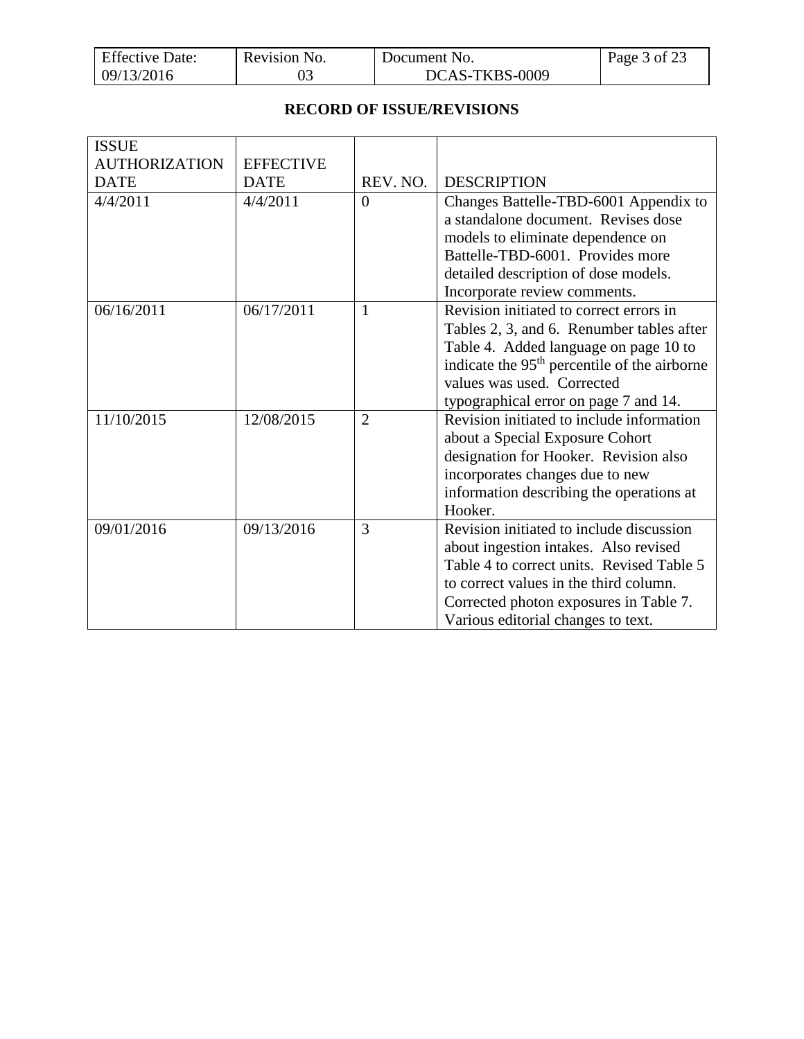## RECORD OF ISSUE/REVISIONS

| ISSUE AUTHORIZATION DATE | EFFECTIVE DATE | REV. NO. | DESCRIPTION |
|---|---|---|---|
| 4/4/2011 | 4/4/2011 | 0 | Changes Battelle-TBD-6001 Appendix to a standalone document. Revises dose models to eliminate dependence on Battelle-TBD-6001. Provides more detailed description of dose models. Incorporate review comments. |
| 06/16/2011 | 06/17/2011 | 1 | Revision initiated to correct errors in Tables 2, 3, and 6. Renumber tables after Table 4. Added language on page 10 to indicate the 95$^{th}$ percentile of the airborne values was used. Corrected typographical error on page 7 and 14. |
| 11/10/2015 | 12/08/2015 | 2 | Revision initiated to include information about a Special Exposure Cohort designation for Hooker. Revision also incorporates changes due to new information describing the operations at Hooker. |
| 09/01/2016 | 09/13/2016 | 3 | Revision initiated to include discussion about ingestion intakes. Also revised Table 4 to correct units. Revised Table 5 to correct values in the third column. Corrected photon exposures in Table 7. Various editorial changes to text. |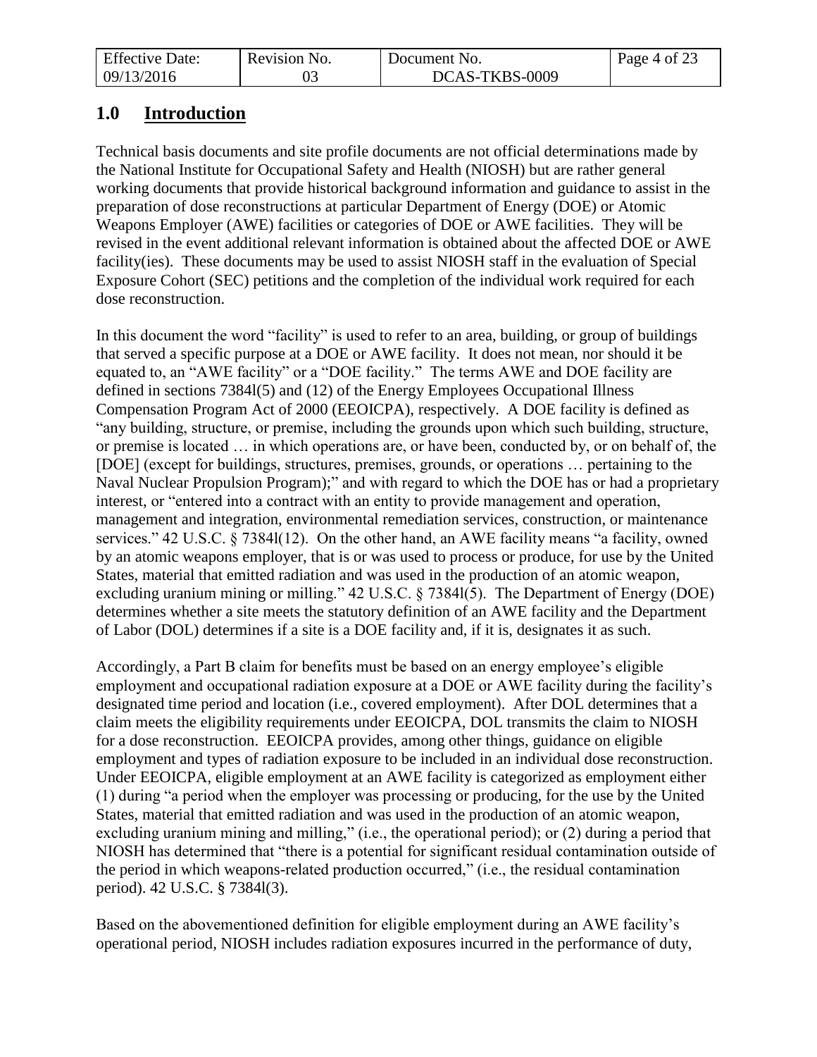## 1.0 Introduction

Technical basis documents and site profile documents are not official determinations made by the National Institute for Occupational Safety and Health (NIOSH) but are rather general working documents that provide historical background information and guidance to assist in the preparation of dose reconstructions at particular Department of Energy (DOE) or Atomic Weapons Employer (AWE) facilities or categories of DOE or AWE facilities. They will be revised in the event additional relevant information is obtained about the affected DOE or AWE facility(ies). These documents may be used to assist NIOSH staff in the evaluation of Special Exposure Cohort (SEC) petitions and the completion of the individual work required for each dose reconstruction.

In this document the word "facility" is used to refer to an area, building, or group of buildings that served a specific purpose at a DOE or AWE facility. It does not mean, nor should it be equated to, an "AWE facility" or a "DOE facility." The terms AWE and DOE facility are defined in sections 7384l(5) and (12) of the Energy Employees Occupational Illness Compensation Program Act of 2000 (EEOICPA), respectively. A DOE facility is defined as "any building, structure, or premise, including the grounds upon which such building, structure, or premise is located … in which operations are, or have been, conducted by, or on behalf of, the [DOE] (except for buildings, structures, premises, grounds, or operations … pertaining to the Naval Nuclear Propulsion Program);" and with regard to which the DOE has or had a proprietary interest, or "entered into a contract with an entity to provide management and operation, management and integration, environmental remediation services, construction, or maintenance services." 42 U.S.C. § 7384l(12). On the other hand, an AWE facility means "a facility, owned by an atomic weapons employer, that is or was used to process or produce, for use by the United States, material that emitted radiation and was used in the production of an atomic weapon, excluding uranium mining or milling." 42 U.S.C. § 7384l(5). The Department of Energy (DOE) determines whether a site meets the statutory definition of an AWE facility and the Department of Labor (DOL) determines if a site is a DOE facility and, if it is, designates it as such.

Accordingly, a Part B claim for benefits must be based on an energy employee's eligible employment and occupational radiation exposure at a DOE or AWE facility during the facility's designated time period and location (i.e., covered employment). After DOL determines that a claim meets the eligibility requirements under EEOICPA, DOL transmits the claim to NIOSH for a dose reconstruction. EEOICPA provides, among other things, guidance on eligible employment and types of radiation exposure to be included in an individual dose reconstruction. Under EEOICPA, eligible employment at an AWE facility is categorized as employment either (1) during "a period when the employer was processing or producing, for the use by the United States, material that emitted radiation and was used in the production of an atomic weapon, excluding uranium mining and milling," (i.e., the operational period); or (2) during a period that NIOSH has determined that "there is a potential for significant residual contamination outside of the period in which weapons-related production occurred," (i.e., the residual contamination period). 42 U.S.C. § 7384l(3).

Based on the abovementioned definition for eligible employment during an AWE facility's operational period, NIOSH includes radiation exposures incurred in the performance of duty,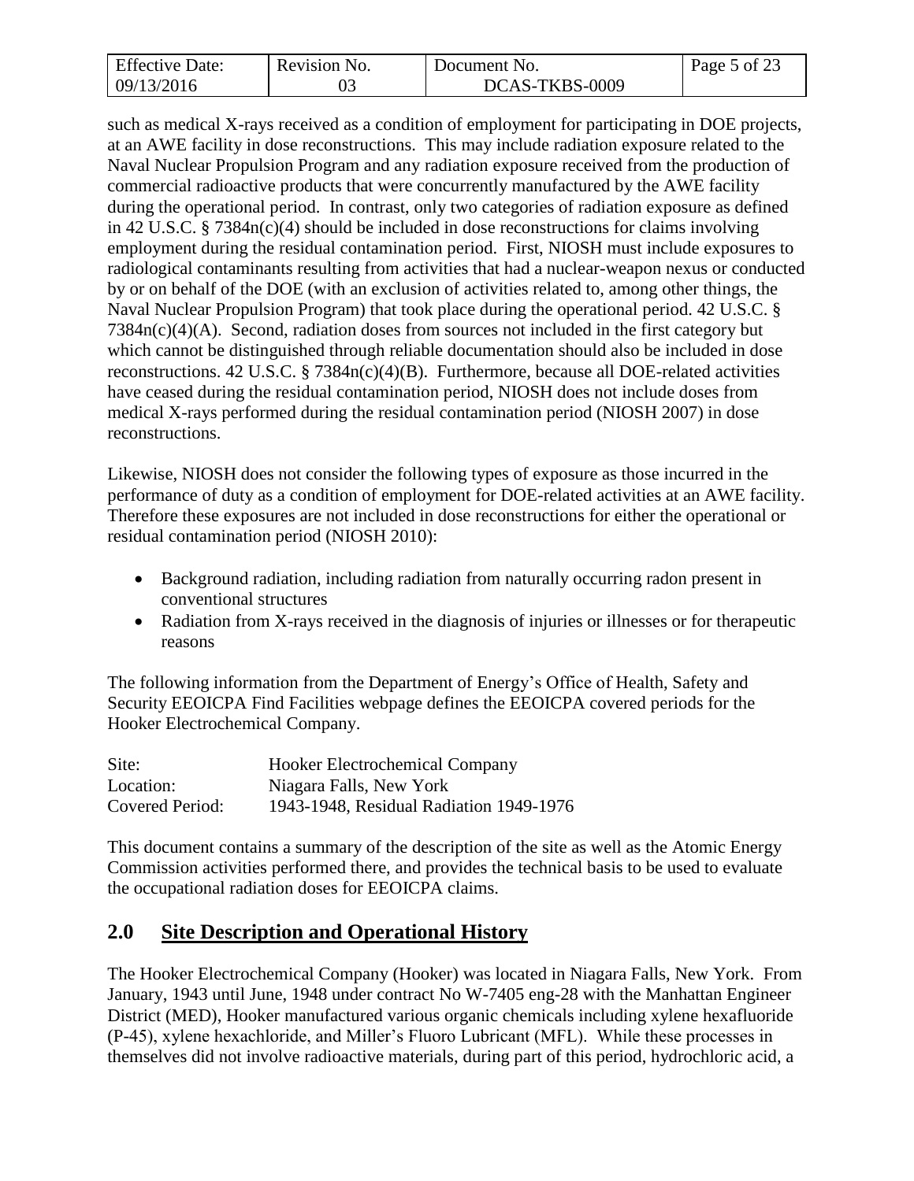such as medical X-rays received as a condition of employment for participating in DOE projects, at an AWE facility in dose reconstructions. This may include radiation exposure related to the Naval Nuclear Propulsion Program and any radiation exposure received from the production of commercial radioactive products that were concurrently manufactured by the AWE facility during the operational period. In contrast, only two categories of radiation exposure as defined in 42 U.S.C. § 7384n(c)(4) should be included in dose reconstructions for claims involving employment during the residual contamination period. First, NIOSH must include exposures to radiological contaminants resulting from activities that had a nuclear-weapon nexus or conducted by or on behalf of the DOE (with an exclusion of activities related to, among other things, the Naval Nuclear Propulsion Program) that took place during the operational period. 42 U.S.C. § 7384n(c)(4)(A). Second, radiation doses from sources not included in the first category but which cannot be distinguished through reliable documentation should also be included in dose reconstructions. 42 U.S.C. § 7384n(c)(4)(B). Furthermore, because all DOE-related activities have ceased during the residual contamination period, NIOSH does not include doses from medical X-rays performed during the residual contamination period (NIOSH 2007) in dose reconstructions.

Likewise, NIOSH does not consider the following types of exposure as those incurred in the performance of duty as a condition of employment for DOE-related activities at an AWE facility. Therefore these exposures are not included in dose reconstructions for either the operational or residual contamination period (NIOSH 2010):

- Background radiation, including radiation from naturally occurring radon present in conventional structures
- Radiation from X-rays received in the diagnosis of injuries or illnesses or for therapeutic reasons

The following information from the Department of Energy's Office of Health, Safety and Security EEOICPA Find Facilities webpage defines the EEOICPA covered periods for the Hooker Electrochemical Company.

| | |
|---|---|
| Site: | Hooker Electrochemical Company |
| Location: | Niagara Falls, New York |
| Covered Period: | 1943-1948, Residual Radiation 1949-1976 |

This document contains a summary of the description of the site as well as the Atomic Energy Commission activities performed there, and provides the technical basis to be used to evaluate the occupational radiation doses for EEOICPA claims.

## 2.0 Site Description and Operational History

The Hooker Electrochemical Company (Hooker) was located in Niagara Falls, New York. From January, 1943 until June, 1948 under contract No W-7405 eng-28 with the Manhattan Engineer District (MED), Hooker manufactured various organic chemicals including xylene hexafluoride (P-45), xylene hexachloride, and Miller's Fluoro Lubricant (MFL). While these processes in themselves did not involve radioactive materials, during part of this period, hydrochloric acid, a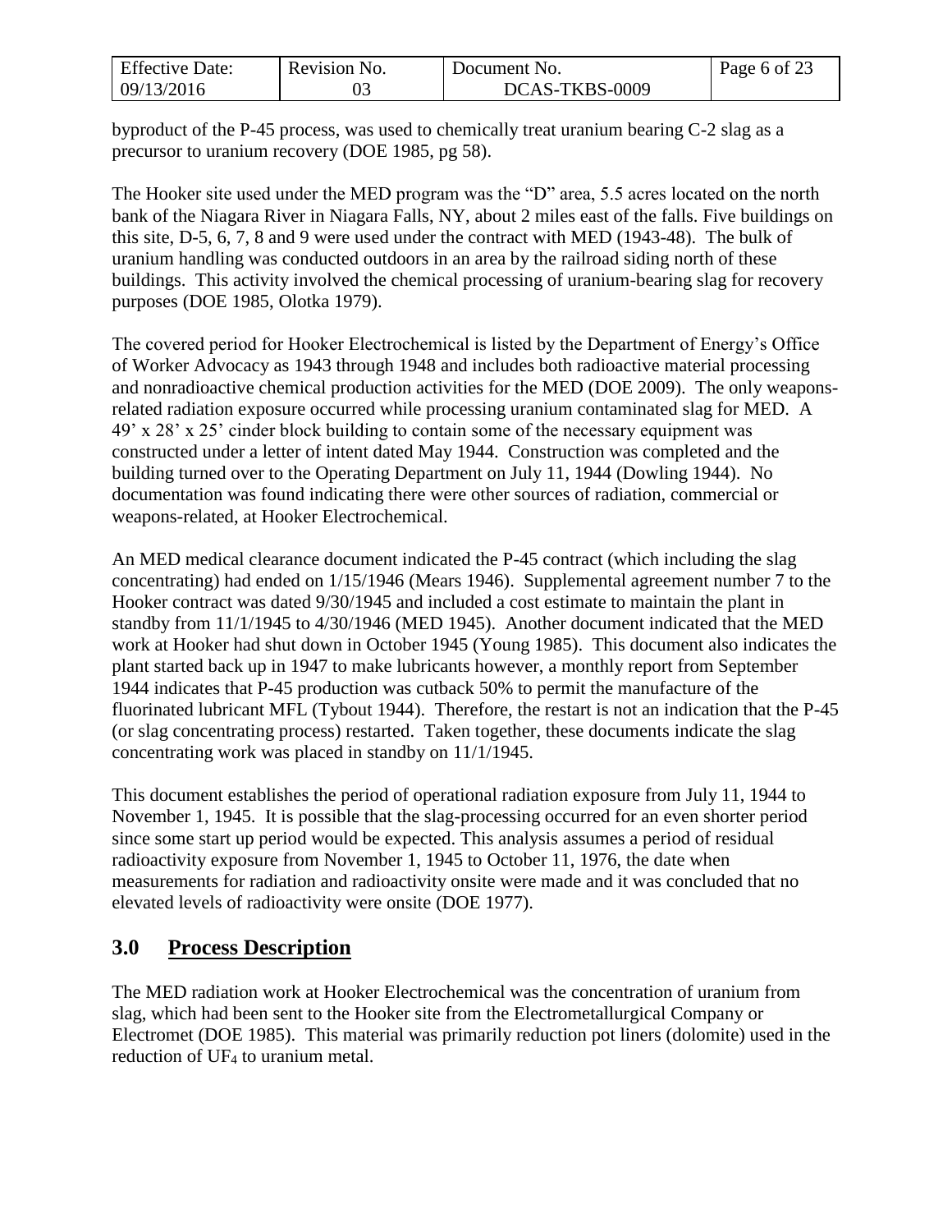byproduct of the P-45 process, was used to chemically treat uranium bearing C-2 slag as a precursor to uranium recovery (DOE 1985, pg 58).

The Hooker site used under the MED program was the "D" area, 5.5 acres located on the north bank of the Niagara River in Niagara Falls, NY, about 2 miles east of the falls. Five buildings on this site, D-5, 6, 7, 8 and 9 were used under the contract with MED (1943-48). The bulk of uranium handling was conducted outdoors in an area by the railroad siding north of these buildings. This activity involved the chemical processing of uranium-bearing slag for recovery purposes (DOE 1985, Olotka 1979).

The covered period for Hooker Electrochemical is listed by the Department of Energy's Office of Worker Advocacy as 1943 through 1948 and includes both radioactive material processing and nonradioactive chemical production activities for the MED (DOE 2009). The only weapons-related radiation exposure occurred while processing uranium contaminated slag for MED. A 49' x 28' x 25' cinder block building to contain some of the necessary equipment was constructed under a letter of intent dated May 1944. Construction was completed and the building turned over to the Operating Department on July 11, 1944 (Dowling 1944). No documentation was found indicating there were other sources of radiation, commercial or weapons-related, at Hooker Electrochemical.

An MED medical clearance document indicated the P-45 contract (which including the slag concentrating) had ended on 1/15/1946 (Mears 1946). Supplemental agreement number 7 to the Hooker contract was dated 9/30/1945 and included a cost estimate to maintain the plant in standby from 11/1/1945 to 4/30/1946 (MED 1945). Another document indicated that the MED work at Hooker had shut down in October 1945 (Young 1985). This document also indicates the plant started back up in 1947 to make lubricants however, a monthly report from September 1944 indicates that P-45 production was cutback 50% to permit the manufacture of the fluorinated lubricant MFL (Tybout 1944). Therefore, the restart is not an indication that the P-45 (or slag concentrating process) restarted. Taken together, these documents indicate the slag concentrating work was placed in standby on 11/1/1945.

This document establishes the period of operational radiation exposure from July 11, 1944 to November 1, 1945. It is possible that the slag-processing occurred for an even shorter period since some start up period would be expected. This analysis assumes a period of residual radioactivity exposure from November 1, 1945 to October 11, 1976, the date when measurements for radiation and radioactivity onsite were made and it was concluded that no elevated levels of radioactivity were onsite (DOE 1977).

## 3.0 Process Description

The MED radiation work at Hooker Electrochemical was the concentration of uranium from slag, which had been sent to the Hooker site from the Electrometallurgical Company or Electromet (DOE 1985). This material was primarily reduction pot liners (dolomite) used in the reduction of $UF_4$ to uranium metal.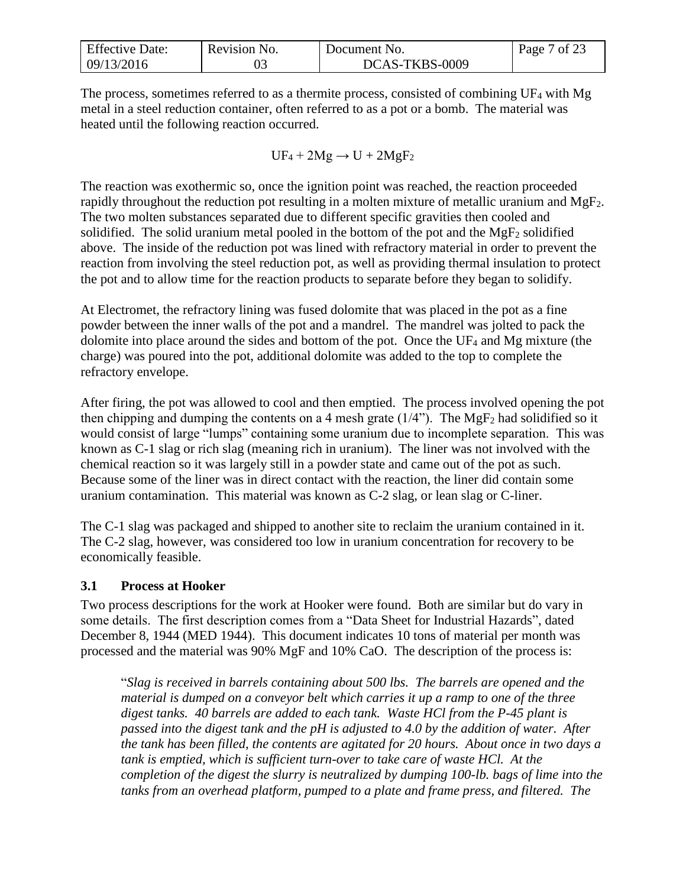The process, sometimes referred to as a thermite process, consisted of combining $UF_4$ with Mg metal in a steel reduction container, often referred to as a pot or a bomb. The material was heated until the following reaction occurred.

$$UF_4 + 2Mg \rightarrow U + 2MgF_2$$

The reaction was exothermic so, once the ignition point was reached, the reaction proceeded rapidly throughout the reduction pot resulting in a molten mixture of metallic uranium and $MgF_2$. The two molten substances separated due to different specific gravities then cooled and solidified. The solid uranium metal pooled in the bottom of the pot and the $MgF_2$ solidified above. The inside of the reduction pot was lined with refractory material in order to prevent the reaction from involving the steel reduction pot, as well as providing thermal insulation to protect the pot and to allow time for the reaction products to separate before they began to solidify.

At Electromet, the refractory lining was fused dolomite that was placed in the pot as a fine powder between the inner walls of the pot and a mandrel. The mandrel was jolted to pack the dolomite into place around the sides and bottom of the pot. Once the $UF_4$ and Mg mixture (the charge) was poured into the pot, additional dolomite was added to the top to complete the refractory envelope.

After firing, the pot was allowed to cool and then emptied. The process involved opening the pot then chipping and dumping the contents on a 4 mesh grate (1/4"). The $MgF_2$ had solidified so it would consist of large "lumps" containing some uranium due to incomplete separation. This was known as C-1 slag or rich slag (meaning rich in uranium). The liner was not involved with the chemical reaction so it was largely still in a powder state and came out of the pot as such. Because some of the liner was in direct contact with the reaction, the liner did contain some uranium contamination. This material was known as C-2 slag, or lean slag or C-liner.

The C-1 slag was packaged and shipped to another site to reclaim the uranium contained in it. The C-2 slag, however, was considered too low in uranium concentration for recovery to be economically feasible.

### 3.1 Process at Hooker

Two process descriptions for the work at Hooker were found. Both are similar but do vary in some details. The first description comes from a "Data Sheet for Industrial Hazards", dated December 8, 1944 (MED 1944). This document indicates 10 tons of material per month was processed and the material was 90% MgF and 10% CaO. The description of the process is:

> "*Slag is received in barrels containing about 500 lbs. The barrels are opened and the material is dumped on a conveyor belt which carries it up a ramp to one of the three digest tanks. 40 barrels are added to each tank. Waste HCl from the P-45 plant is passed into the digest tank and the pH is adjusted to 4.0 by the addition of water. After the tank has been filled, the contents are agitated for 20 hours. About once in two days a tank is emptied, which is sufficient turn-over to take care of waste HCl. At the completion of the digest the slurry is neutralized by dumping 100-lb. bags of lime into the tanks from an overhead platform, pumped to a plate and frame press, and filtered. The*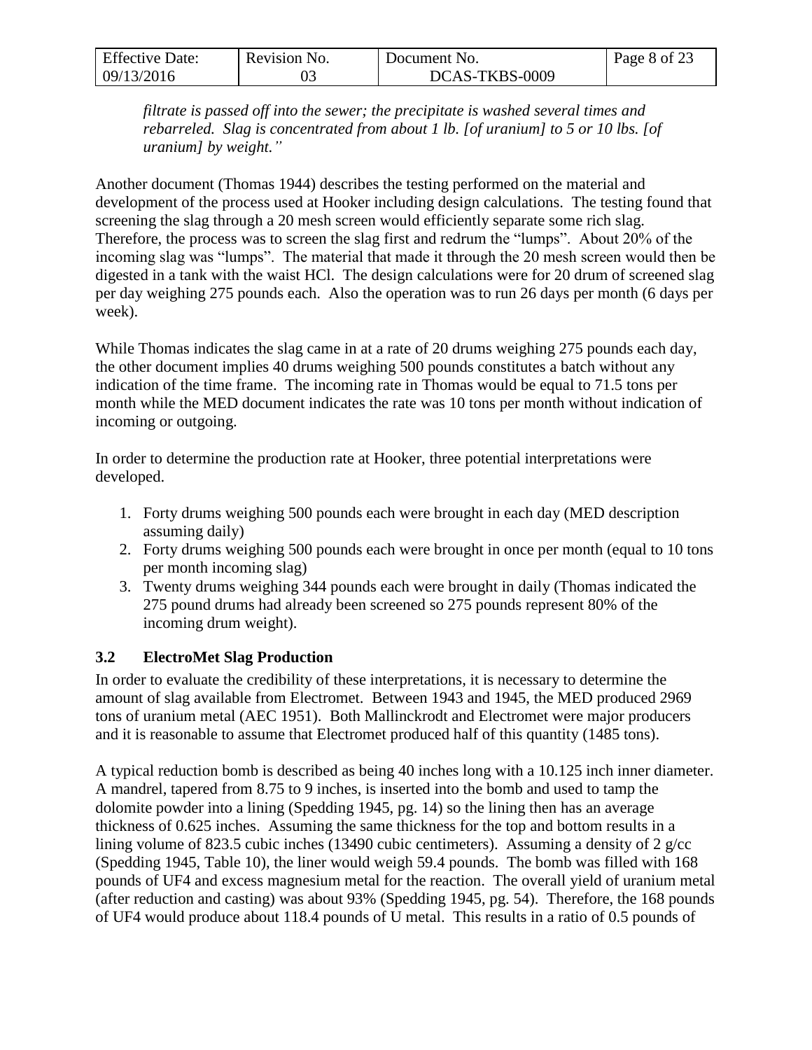*filtrate is passed off into the sewer; the precipitate is washed several times and rebarreled. Slag is concentrated from about 1 lb. [of uranium] to 5 or 10 lbs. [of uranium] by weight."*

Another document (Thomas 1944) describes the testing performed on the material and development of the process used at Hooker including design calculations. The testing found that screening the slag through a 20 mesh screen would efficiently separate some rich slag. Therefore, the process was to screen the slag first and redrum the "lumps". About 20% of the incoming slag was "lumps". The material that made it through the 20 mesh screen would then be digested in a tank with the waist HCl. The design calculations were for 20 drum of screened slag per day weighing 275 pounds each. Also the operation was to run 26 days per month (6 days per week).

While Thomas indicates the slag came in at a rate of 20 drums weighing 275 pounds each day, the other document implies 40 drums weighing 500 pounds constitutes a batch without any indication of the time frame. The incoming rate in Thomas would be equal to 71.5 tons per month while the MED document indicates the rate was 10 tons per month without indication of incoming or outgoing.

In order to determine the production rate at Hooker, three potential interpretations were developed.

1. Forty drums weighing 500 pounds each were brought in each day (MED description assuming daily)
2. Forty drums weighing 500 pounds each were brought in once per month (equal to 10 tons per month incoming slag)
3. Twenty drums weighing 344 pounds each were brought in daily (Thomas indicated the 275 pound drums had already been screened so 275 pounds represent 80% of the incoming drum weight).

### 3.2 ElectroMet Slag Production

In order to evaluate the credibility of these interpretations, it is necessary to determine the amount of slag available from Electromet. Between 1943 and 1945, the MED produced 2969 tons of uranium metal (AEC 1951). Both Mallinckrodt and Electromet were major producers and it is reasonable to assume that Electromet produced half of this quantity (1485 tons).

A typical reduction bomb is described as being 40 inches long with a 10.125 inch inner diameter. A mandrel, tapered from 8.75 to 9 inches, is inserted into the bomb and used to tamp the dolomite powder into a lining (Spedding 1945, pg. 14) so the lining then has an average thickness of 0.625 inches. Assuming the same thickness for the top and bottom results in a lining volume of 823.5 cubic inches (13490 cubic centimeters). Assuming a density of 2 g/cc (Spedding 1945, Table 10), the liner would weigh 59.4 pounds. The bomb was filled with 168 pounds of $UF_4$ and excess magnesium metal for the reaction. The overall yield of uranium metal (after reduction and casting) was about 93% (Spedding 1945, pg. 54). Therefore, the 168 pounds of $UF_4$ would produce about 118.4 pounds of U metal. This results in a ratio of 0.5 pounds of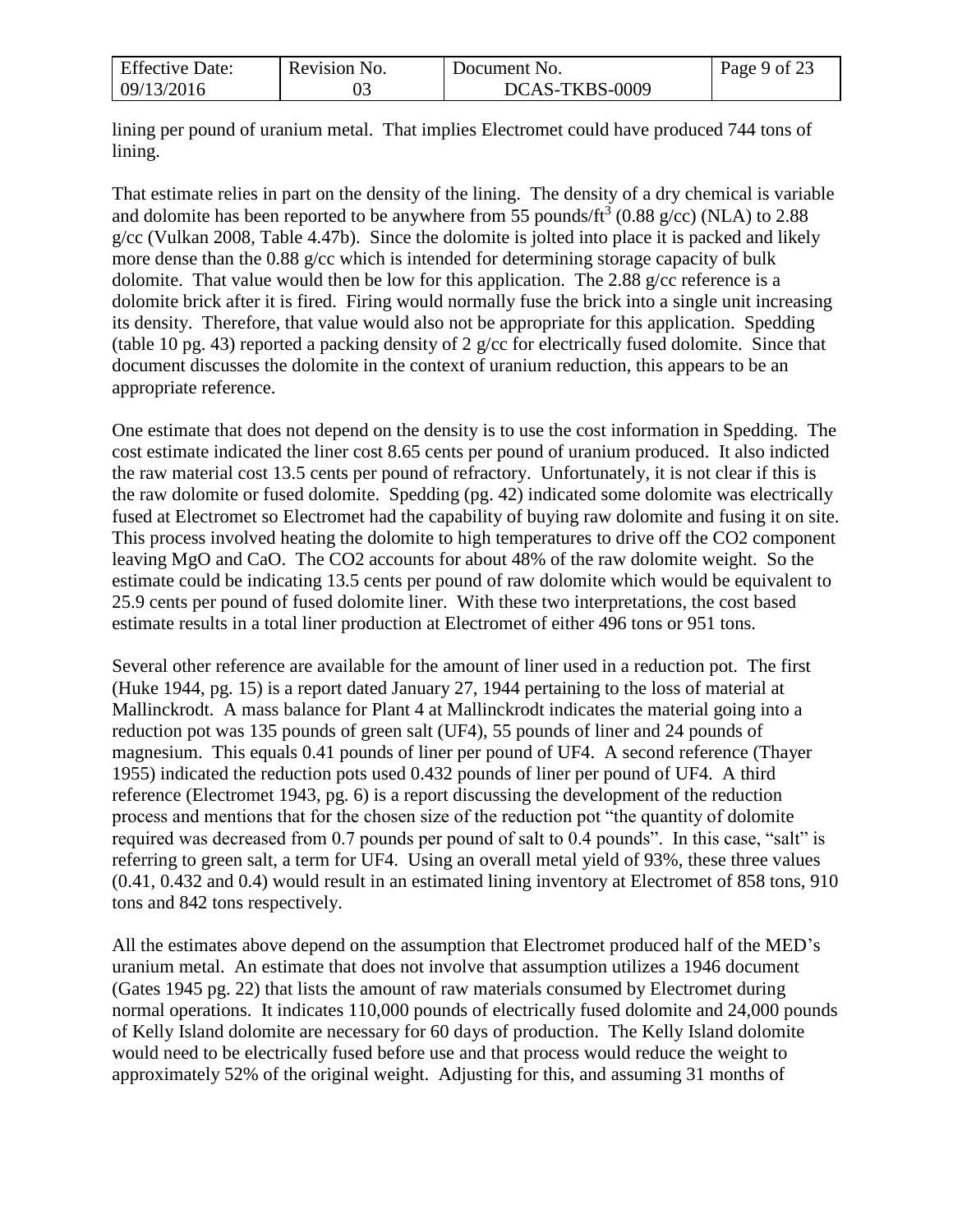lining per pound of uranium metal. That implies Electromet could have produced 744 tons of lining.

That estimate relies in part on the density of the lining. The density of a dry chemical is variable and dolomite has been reported to be anywhere from 55 pounds/ft$^3$ (0.88 g/cc) (NLA) to 2.88 g/cc (Vulkan 2008, Table 4.47b). Since the dolomite is jolted into place it is packed and likely more dense than the 0.88 g/cc which is intended for determining storage capacity of bulk dolomite. That value would then be low for this application. The 2.88 g/cc reference is a dolomite brick after it is fired. Firing would normally fuse the brick into a single unit increasing its density. Therefore, that value would also not be appropriate for this application. Spedding (table 10 pg. 43) reported a packing density of 2 g/cc for electrically fused dolomite. Since that document discusses the dolomite in the context of uranium reduction, this appears to be an appropriate reference.

One estimate that does not depend on the density is to use the cost information in Spedding. The cost estimate indicated the liner cost 8.65 cents per pound of uranium produced. It also indicted the raw material cost 13.5 cents per pound of refractory. Unfortunately, it is not clear if this is the raw dolomite or fused dolomite. Spedding (pg. 42) indicated some dolomite was electrically fused at Electromet so Electromet had the capability of buying raw dolomite and fusing it on site. This process involved heating the dolomite to high temperatures to drive off the $CO_2$ component leaving MgO and CaO. The $CO_2$ accounts for about 48% of the raw dolomite weight. So the estimate could be indicating 13.5 cents per pound of raw dolomite which would be equivalent to 25.9 cents per pound of fused dolomite liner. With these two interpretations, the cost based estimate results in a total liner production at Electromet of either 496 tons or 951 tons.

Several other reference are available for the amount of liner used in a reduction pot. The first (Huke 1944, pg. 15) is a report dated January 27, 1944 pertaining to the loss of material at Mallinckrodt. A mass balance for Plant 4 at Mallinckrodt indicates the material going into a reduction pot was 135 pounds of green salt ($UF_4$), 55 pounds of liner and 24 pounds of magnesium. This equals 0.41 pounds of liner per pound of $UF_4$. A second reference (Thayer 1955) indicated the reduction pots used 0.432 pounds of liner per pound of $UF_4$. A third reference (Electromet 1943, pg. 6) is a report discussing the development of the reduction process and mentions that for the chosen size of the reduction pot "the quantity of dolomite required was decreased from 0.7 pounds per pound of salt to 0.4 pounds". In this case, "salt" is referring to green salt, a term for $UF_4$. Using an overall metal yield of 93%, these three values (0.41, 0.432 and 0.4) would result in an estimated lining inventory at Electromet of 858 tons, 910 tons and 842 tons respectively.

All the estimates above depend on the assumption that Electromet produced half of the MED's uranium metal. An estimate that does not involve that assumption utilizes a 1946 document (Gates 1945 pg. 22) that lists the amount of raw materials consumed by Electromet during normal operations. It indicates 110,000 pounds of electrically fused dolomite and 24,000 pounds of Kelly Island dolomite are necessary for 60 days of production. The Kelly Island dolomite would need to be electrically fused before use and that process would reduce the weight to approximately 52% of the original weight. Adjusting for this, and assuming 31 months of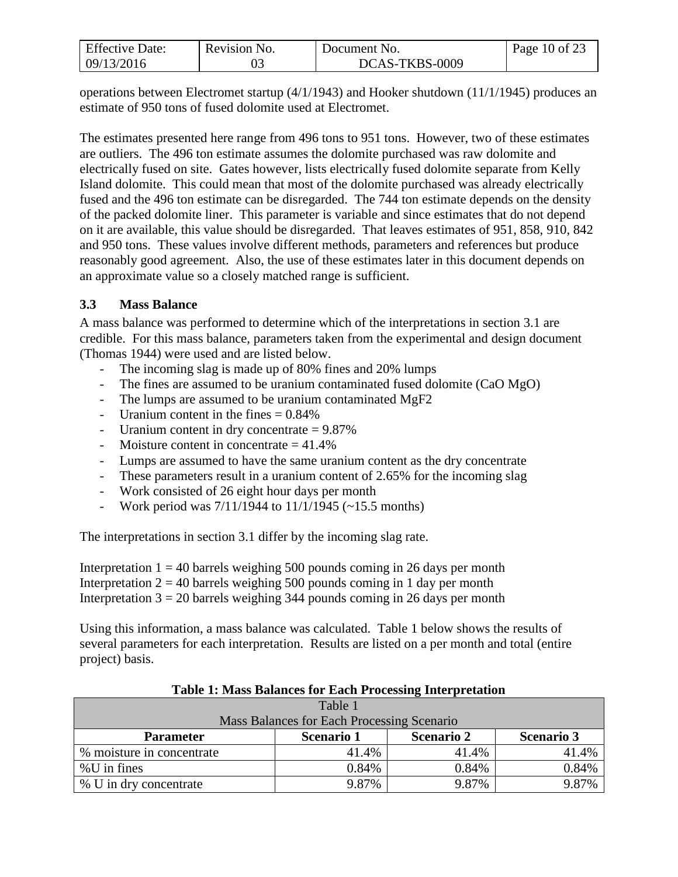operations between Electromet startup (4/1/1943) and Hooker shutdown (11/1/1945) produces an estimate of 950 tons of fused dolomite used at Electromet.

The estimates presented here range from 496 tons to 951 tons. However, two of these estimates are outliers. The 496 ton estimate assumes the dolomite purchased was raw dolomite and electrically fused on site. Gates however, lists electrically fused dolomite separate from Kelly Island dolomite. This could mean that most of the dolomite purchased was already electrically fused and the 496 ton estimate can be disregarded. The 744 ton estimate depends on the density of the packed dolomite liner. This parameter is variable and since estimates that do not depend on it are available, this value should be disregarded. That leaves estimates of 951, 858, 910, 842 and 950 tons. These values involve different methods, parameters and references but produce reasonably good agreement. Also, the use of these estimates later in this document depends on an approximate value so a closely matched range is sufficient.

### 3.3 Mass Balance

A mass balance was performed to determine which of the interpretations in section 3.1 are credible. For this mass balance, parameters taken from the experimental and design document (Thomas 1944) were used and are listed below.

- The incoming slag is made up of 80% fines and 20% lumps
- The fines are assumed to be uranium contaminated fused dolomite (CaO MgO)
- The lumps are assumed to be uranium contaminated $MgF_2$
- Uranium content in the fines = 0.84%
- Uranium content in dry concentrate = 9.87%
- Moisture content in concentrate = 41.4%
- Lumps are assumed to have the same uranium content as the dry concentrate
- These parameters result in a uranium content of 2.65% for the incoming slag
- Work consisted of 26 eight hour days per month
- Work period was 7/11/1944 to 11/1/1945 (~15.5 months)

The interpretations in section 3.1 differ by the incoming slag rate.

Interpretation 1 = 40 barrels weighing 500 pounds coming in 26 days per month
Interpretation 2 = 40 barrels weighing 500 pounds coming in 1 day per month
Interpretation 3 = 20 barrels weighing 344 pounds coming in 26 days per month

Using this information, a mass balance was calculated. Table 1 below shows the results of several parameters for each interpretation. Results are listed on a per month and total (entire project) basis.

**Table 1: Mass Balances for Each Processing Interpretation**

| Table 1<br>Mass Balances for Each Processing Scenario | | | |
|---|---|---|---|
| **Parameter** | **Scenario 1** | **Scenario 2** | **Scenario 3** |
| % moisture in concentrate | 41.4% | 41.4% | 41.4% |
| %U in fines | 0.84% | 0.84% | 0.84% |
| % U in dry concentrate | 9.87% | 9.87% | 9.87% |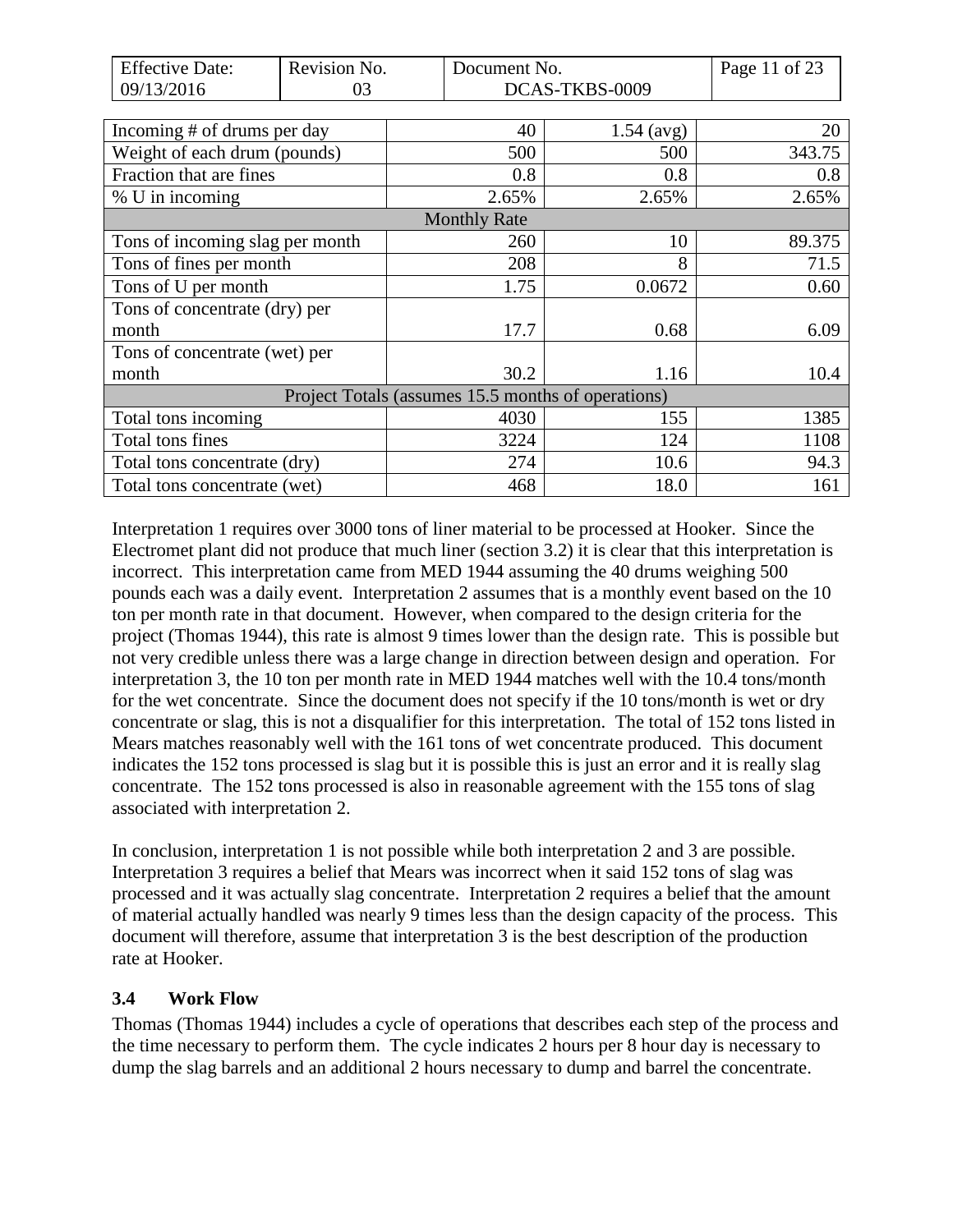| Incoming # of drums per day | 40 | 1.54 (avg) | 20 |
|---|---|---|---|
| Weight of each drum (pounds) | 500 | 500 | 343.75 |
| Fraction that are fines | 0.8 | 0.8 | 0.8 |
| % U in incoming | 2.65% | 2.65% | 2.65% |
| Monthly Rate | | | |
| Tons of incoming slag per month | 260 | 10 | 89.375 |
| Tons of fines per month | 208 | 8 | 71.5 |
| Tons of U per month | 1.75 | 0.0672 | 0.60 |
| Tons of concentrate (dry) per month | 17.7 | 0.68 | 6.09 |
| Tons of concentrate (wet) per month | 30.2 | 1.16 | 10.4 |
| Project Totals (assumes 15.5 months of operations) | | | |
| Total tons incoming | 4030 | 155 | 1385 |
| Total tons fines | 3224 | 124 | 1108 |
| Total tons concentrate (dry) | 274 | 10.6 | 94.3 |
| Total tons concentrate (wet) | 468 | 18.0 | 161 |

Interpretation 1 requires over 3000 tons of liner material to be processed at Hooker. Since the Electromet plant did not produce that much liner (section 3.2) it is clear that this interpretation is incorrect. This interpretation came from MED 1944 assuming the 40 drums weighing 500 pounds each was a daily event. Interpretation 2 assumes that is a monthly event based on the 10 ton per month rate in that document. However, when compared to the design criteria for the project (Thomas 1944), this rate is almost 9 times lower than the design rate. This is possible but not very credible unless there was a large change in direction between design and operation. For interpretation 3, the 10 ton per month rate in MED 1944 matches well with the 10.4 tons/month for the wet concentrate. Since the document does not specify if the 10 tons/month is wet or dry concentrate or slag, this is not a disqualifier for this interpretation. The total of 152 tons listed in Mears matches reasonably well with the 161 tons of wet concentrate produced. This document indicates the 152 tons processed is slag but it is possible this is just an error and it is really slag concentrate. The 152 tons processed is also in reasonable agreement with the 155 tons of slag associated with interpretation 2.

In conclusion, interpretation 1 is not possible while both interpretation 2 and 3 are possible. Interpretation 3 requires a belief that Mears was incorrect when it said 152 tons of slag was processed and it was actually slag concentrate. Interpretation 2 requires a belief that the amount of material actually handled was nearly 9 times less than the design capacity of the process. This document will therefore, assume that interpretation 3 is the best description of the production rate at Hooker.

### 3.4 Work Flow

Thomas (Thomas 1944) includes a cycle of operations that describes each step of the process and the time necessary to perform them. The cycle indicates 2 hours per 8 hour day is necessary to dump the slag barrels and an additional 2 hours necessary to dump and barrel the concentrate.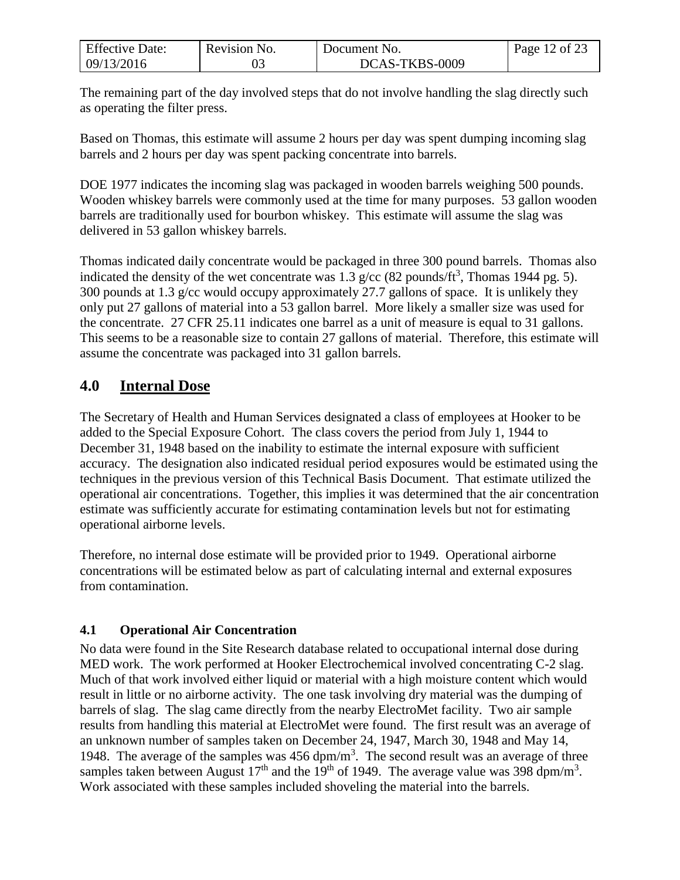The remaining part of the day involved steps that do not involve handling the slag directly such as operating the filter press.

Based on Thomas, this estimate will assume 2 hours per day was spent dumping incoming slag barrels and 2 hours per day was spent packing concentrate into barrels.

DOE 1977 indicates the incoming slag was packaged in wooden barrels weighing 500 pounds. Wooden whiskey barrels were commonly used at the time for many purposes. 53 gallon wooden barrels are traditionally used for bourbon whiskey. This estimate will assume the slag was delivered in 53 gallon whiskey barrels.

Thomas indicated daily concentrate would be packaged in three 300 pound barrels. Thomas also indicated the density of the wet concentrate was 1.3 g/cc (82 pounds/ft$^3$, Thomas 1944 pg. 5). 300 pounds at 1.3 g/cc would occupy approximately 27.7 gallons of space. It is unlikely they only put 27 gallons of material into a 53 gallon barrel. More likely a smaller size was used for the concentrate. 27 CFR 25.11 indicates one barrel as a unit of measure is equal to 31 gallons. This seems to be a reasonable size to contain 27 gallons of material. Therefore, this estimate will assume the concentrate was packaged into 31 gallon barrels.

## 4.0 Internal Dose

The Secretary of Health and Human Services designated a class of employees at Hooker to be added to the Special Exposure Cohort. The class covers the period from July 1, 1944 to December 31, 1948 based on the inability to estimate the internal exposure with sufficient accuracy. The designation also indicated residual period exposures would be estimated using the techniques in the previous version of this Technical Basis Document. That estimate utilized the operational air concentrations. Together, this implies it was determined that the air concentration estimate was sufficiently accurate for estimating contamination levels but not for estimating operational airborne levels.

Therefore, no internal dose estimate will be provided prior to 1949. Operational airborne concentrations will be estimated below as part of calculating internal and external exposures from contamination.

### 4.1 Operational Air Concentration

No data were found in the Site Research database related to occupational internal dose during MED work. The work performed at Hooker Electrochemical involved concentrating C-2 slag. Much of that work involved either liquid or material with a high moisture content which would result in little or no airborne activity. The one task involving dry material was the dumping of barrels of slag. The slag came directly from the nearby ElectroMet facility. Two air sample results from handling this material at ElectroMet were found. The first result was an average of an unknown number of samples taken on December 24, 1947, March 30, 1948 and May 14, 1948. The average of the samples was 456 dpm/m$^3$. The second result was an average of three samples taken between August 17$^{th}$ and the 19$^{th}$ of 1949. The average value was 398 dpm/m$^3$. Work associated with these samples included shoveling the material into the barrels.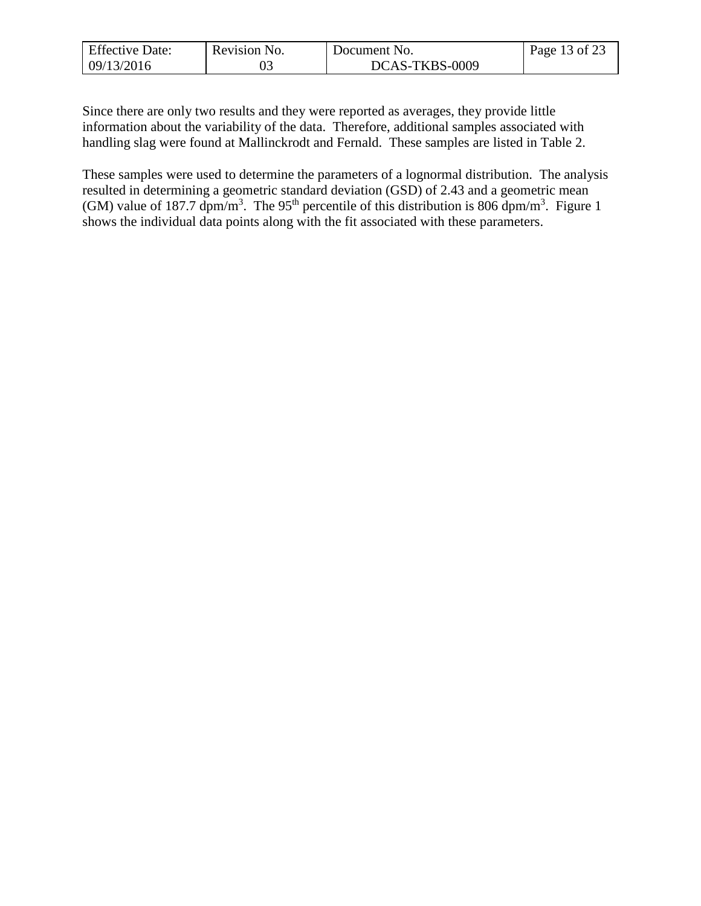Since there are only two results and they were reported as averages, they provide little information about the variability of the data. Therefore, additional samples associated with handling slag were found at Mallinckrodt and Fernald. These samples are listed in Table 2.

These samples were used to determine the parameters of a lognormal distribution. The analysis resulted in determining a geometric standard deviation (GSD) of 2.43 and a geometric mean (GM) value of 187.7 $dpm/m^3$. The $95^{th}$ percentile of this distribution is 806 $dpm/m^3$. Figure 1 shows the individual data points along with the fit associated with these parameters.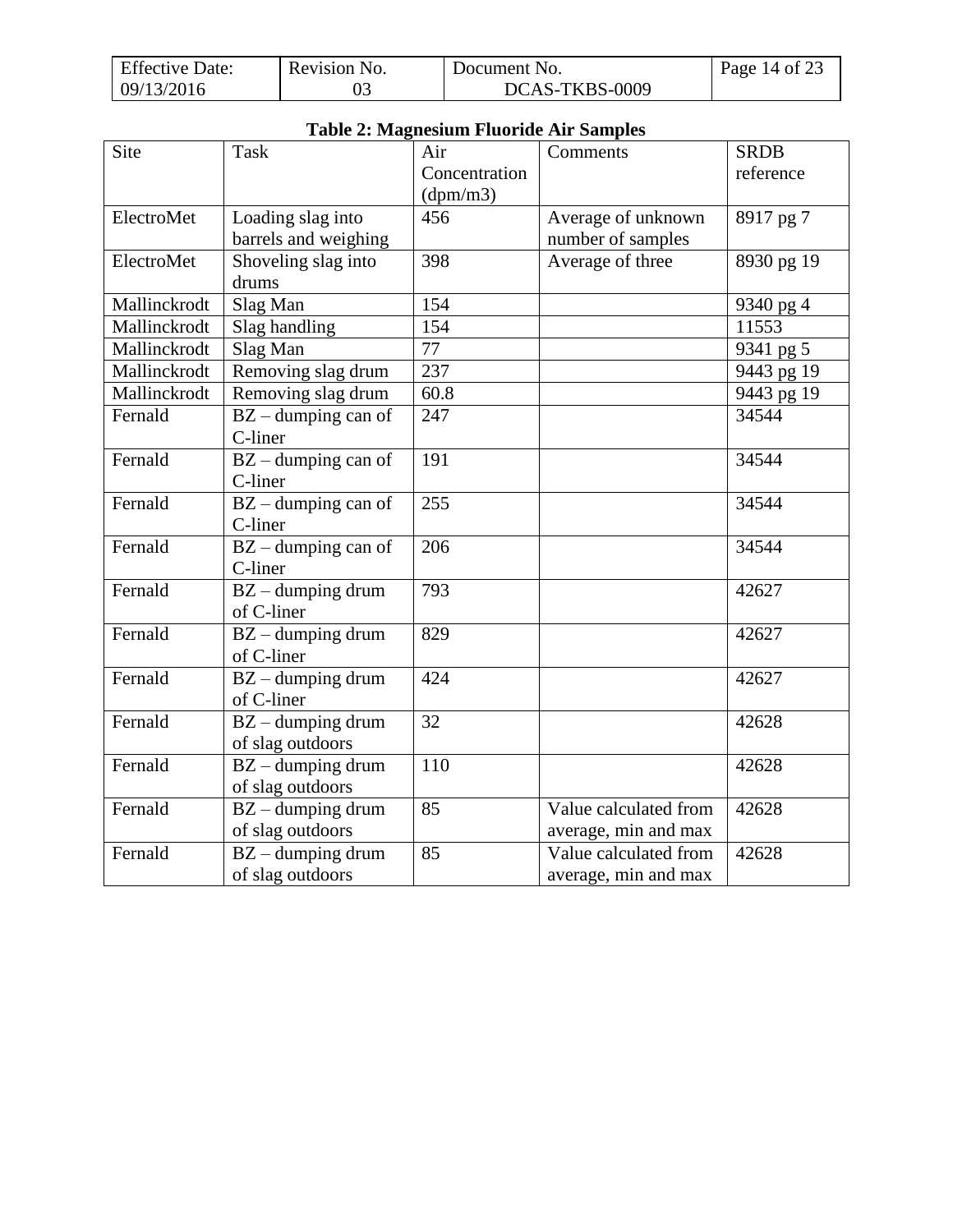**Table 2: Magnesium Fluoride Air Samples**

| Site | Task | Air Concentration (dpm/m3) | Comments | SRDB reference |
|---|---|---|---|---|
| ElectroMet | Loading slag into barrels and weighing | 456 | Average of unknown number of samples | 8917 pg 7 |
| ElectroMet | Shoveling slag into drums | 398 | Average of three | 8930 pg 19 |
| Mallinckrodt | Slag Man | 154 | | 9340 pg 4 |
| Mallinckrodt | Slag handling | 154 | | 11553 |
| Mallinckrodt | Slag Man | 77 | | 9341 pg 5 |
| Mallinckrodt | Removing slag drum | 237 | | 9443 pg 19 |
| Mallinckrodt | Removing slag drum | 60.8 | | 9443 pg 19 |
| Fernald | BZ – dumping can of C-liner | 247 | | 34544 |
| Fernald | BZ – dumping can of C-liner | 191 | | 34544 |
| Fernald | BZ – dumping can of C-liner | 255 | | 34544 |
| Fernald | BZ – dumping can of C-liner | 206 | | 34544 |
| Fernald | BZ – dumping drum of C-liner | 793 | | 42627 |
| Fernald | BZ – dumping drum of C-liner | 829 | | 42627 |
| Fernald | BZ – dumping drum of C-liner | 424 | | 42627 |
| Fernald | BZ – dumping drum of slag outdoors | 32 | | 42628 |
| Fernald | BZ – dumping drum of slag outdoors | 110 | | 42628 |
| Fernald | BZ – dumping drum of slag outdoors | 85 | Value calculated from average, min and max | 42628 |
| Fernald | BZ – dumping drum of slag outdoors | 85 | Value calculated from average, min and max | 42628 |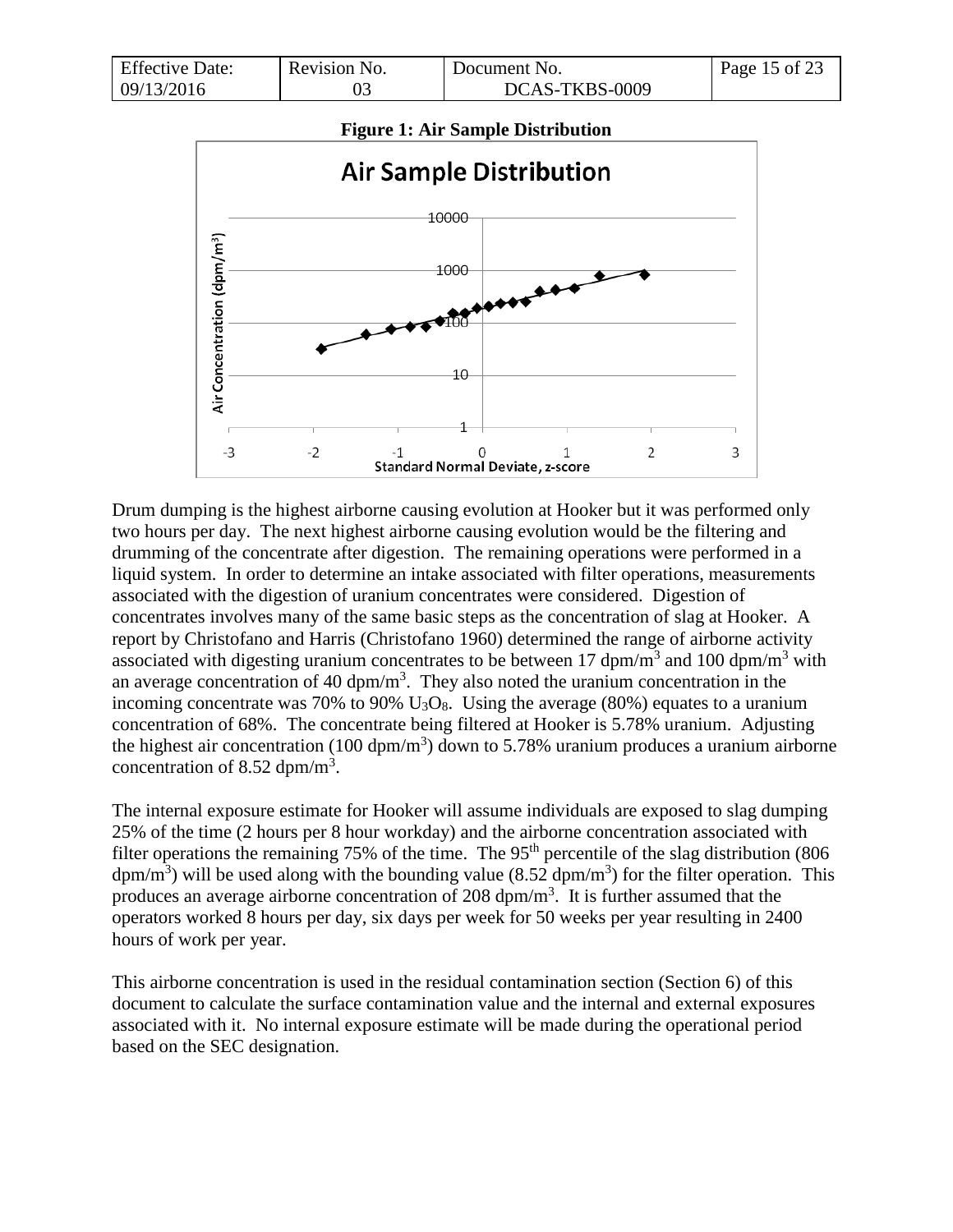**Figure 1: Air Sample Distribution**

Drum dumping is the highest airborne causing evolution at Hooker but it was performed only two hours per day. The next highest airborne causing evolution would be the filtering and drumming of the concentrate after digestion. The remaining operations were performed in a liquid system. In order to determine an intake associated with filter operations, measurements associated with the digestion of uranium concentrates were considered. Digestion of concentrates involves many of the same basic steps as the concentration of slag at Hooker. A report by Christofano and Harris (Christofano 1960) determined the range of airborne activity associated with digesting uranium concentrates to be between 17 dpm/m$^3$ and 100 dpm/m$^3$ with an average concentration of 40 dpm/m$^3$. They also noted the uranium concentration in the incoming concentrate was 70% to 90% $U_3O_8$. Using the average (80%) equates to a uranium concentration of 68%. The concentrate being filtered at Hooker is 5.78% uranium. Adjusting the highest air concentration (100 dpm/m$^3$) down to 5.78% uranium produces a uranium airborne concentration of 8.52 dpm/m$^3$.

The internal exposure estimate for Hooker will assume individuals are exposed to slag dumping 25% of the time (2 hours per 8 hour workday) and the airborne concentration associated with filter operations the remaining 75% of the time. The 95$^{th}$ percentile of the slag distribution (806 dpm/m$^3$) will be used along with the bounding value (8.52 dpm/m$^3$) for the filter operation. This produces an average airborne concentration of 208 dpm/m$^3$. It is further assumed that the operators worked 8 hours per day, six days per week for 50 weeks per year resulting in 2400 hours of work per year.

This airborne concentration is used in the residual contamination section (Section 6) of this document to calculate the surface contamination value and the internal and external exposures associated with it. No internal exposure estimate will be made during the operational period based on the SEC designation.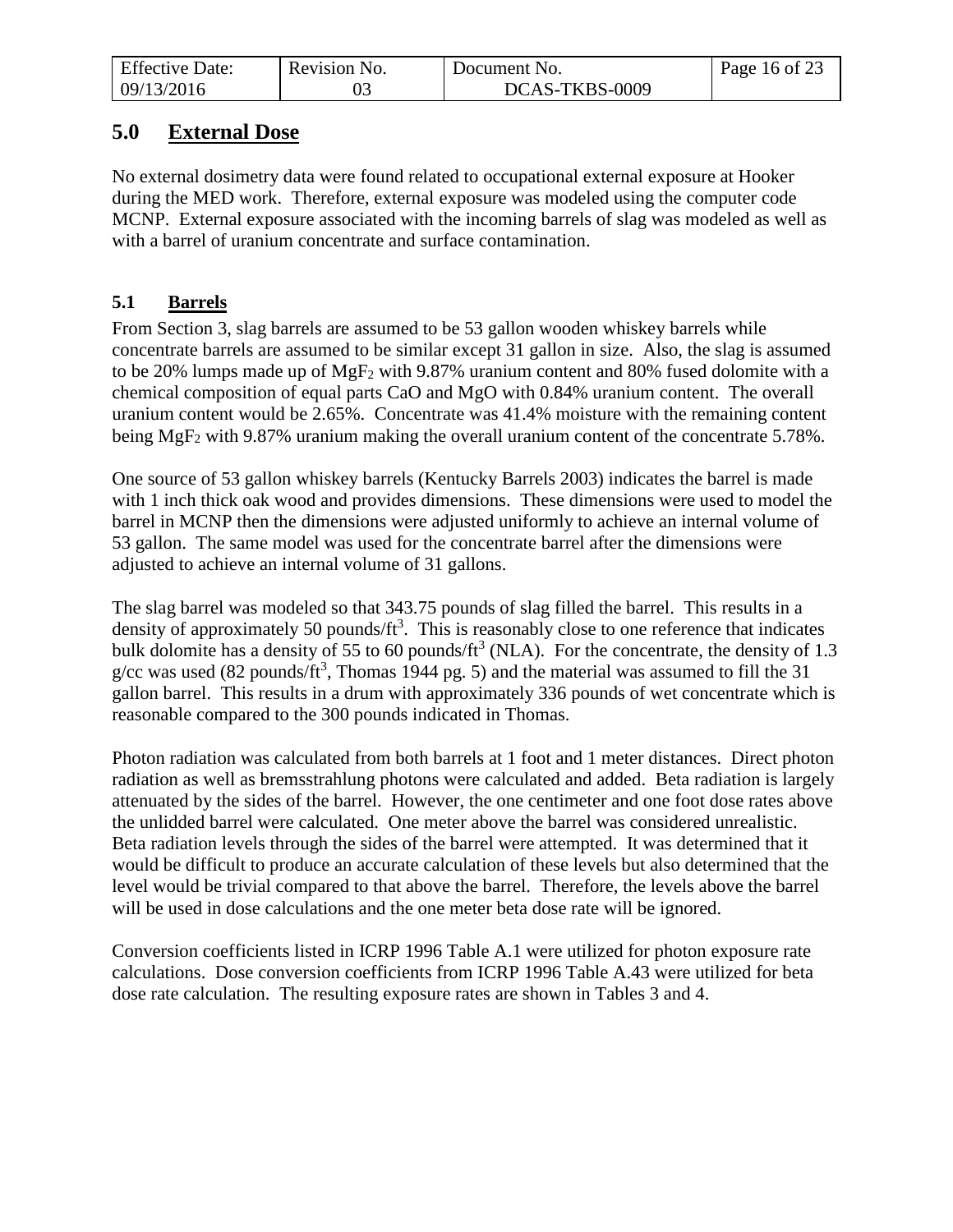## 5.0 External Dose

No external dosimetry data were found related to occupational external exposure at Hooker during the MED work. Therefore, external exposure was modeled using the computer code MCNP. External exposure associated with the incoming barrels of slag was modeled as well as with a barrel of uranium concentrate and surface contamination.

### 5.1 Barrels

From Section 3, slag barrels are assumed to be 53 gallon wooden whiskey barrels while concentrate barrels are assumed to be similar except 31 gallon in size. Also, the slag is assumed to be 20% lumps made up of $MgF_2$ with 9.87% uranium content and 80% fused dolomite with a chemical composition of equal parts CaO and MgO with 0.84% uranium content. The overall uranium content would be 2.65%. Concentrate was 41.4% moisture with the remaining content being $MgF_2$ with 9.87% uranium making the overall uranium content of the concentrate 5.78%.

One source of 53 gallon whiskey barrels (Kentucky Barrels 2003) indicates the barrel is made with 1 inch thick oak wood and provides dimensions. These dimensions were used to model the barrel in MCNP then the dimensions were adjusted uniformly to achieve an internal volume of 53 gallon. The same model was used for the concentrate barrel after the dimensions were adjusted to achieve an internal volume of 31 gallons.

The slag barrel was modeled so that 343.75 pounds of slag filled the barrel. This results in a density of approximately 50 pounds/ft$^3$. This is reasonably close to one reference that indicates bulk dolomite has a density of 55 to 60 pounds/ft$^3$ (NLA). For the concentrate, the density of 1.3 g/cc was used (82 pounds/ft$^3$, Thomas 1944 pg. 5) and the material was assumed to fill the 31 gallon barrel. This results in a drum with approximately 336 pounds of wet concentrate which is reasonable compared to the 300 pounds indicated in Thomas.

Photon radiation was calculated from both barrels at 1 foot and 1 meter distances. Direct photon radiation as well as bremsstrahlung photons were calculated and added. Beta radiation is largely attenuated by the sides of the barrel. However, the one centimeter and one foot dose rates above the unlidded barrel were calculated. One meter above the barrel was considered unrealistic. Beta radiation levels through the sides of the barrel were attempted. It was determined that it would be difficult to produce an accurate calculation of these levels but also determined that the level would be trivial compared to that above the barrel. Therefore, the levels above the barrel will be used in dose calculations and the one meter beta dose rate will be ignored.

Conversion coefficients listed in ICRP 1996 Table A.1 were utilized for photon exposure rate calculations. Dose conversion coefficients from ICRP 1996 Table A.43 were utilized for beta dose rate calculation. The resulting exposure rates are shown in Tables 3 and 4.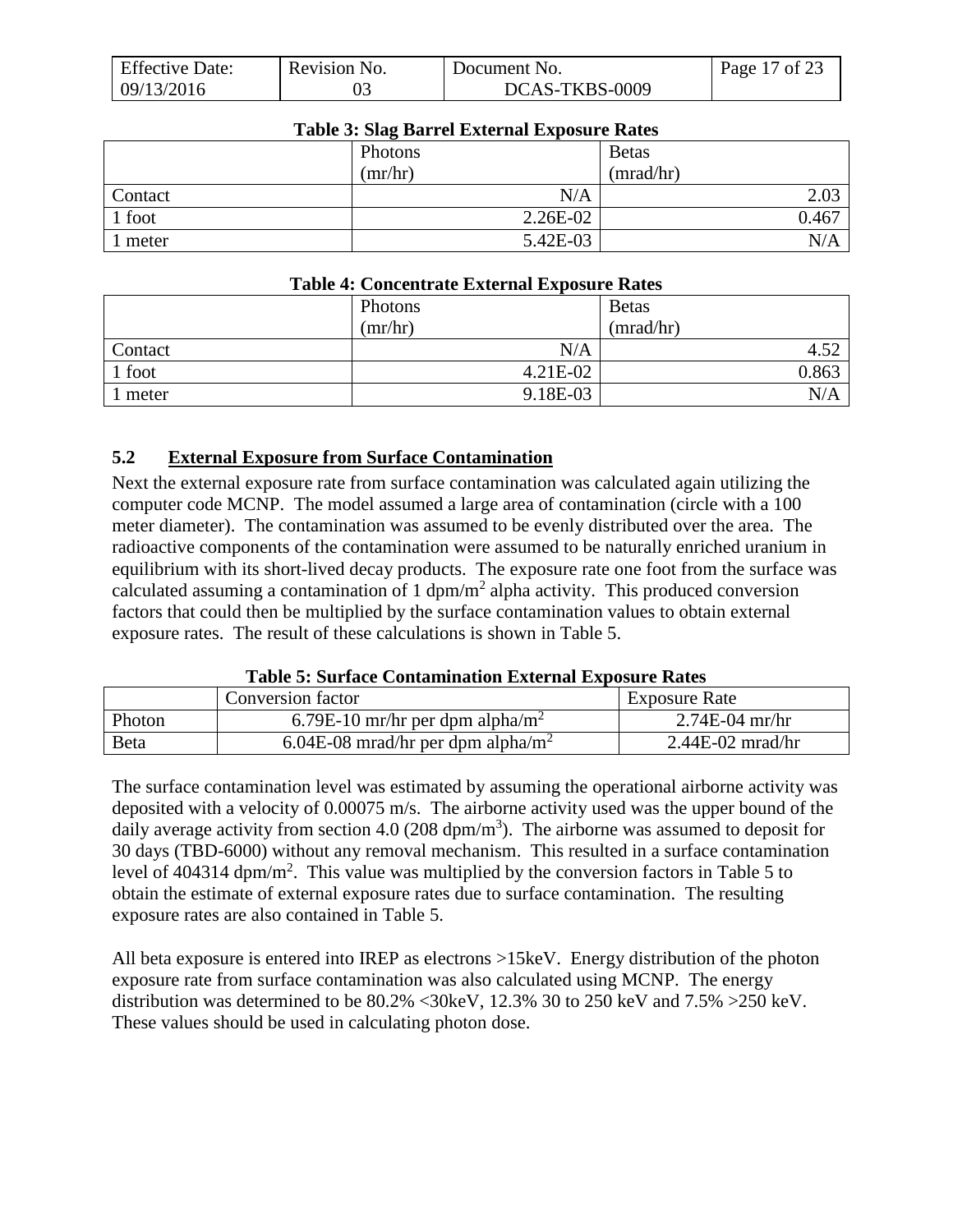**Table 3: Slag Barrel External Exposure Rates**

| | Photons (mr/hr) | Betas (mrad/hr) |
|---|---|---|
| Contact | N/A | 2.03 |
| 1 foot | 2.26E-02 | 0.467 |
| 1 meter | 5.42E-03 | N/A |

**Table 4: Concentrate External Exposure Rates**

| | Photons (mr/hr) | Betas (mrad/hr) |
|---|---|---|
| Contact | N/A | 4.52 |
| 1 foot | 4.21E-02 | 0.863 |
| 1 meter | 9.18E-03 | N/A |

## 5.2 External Exposure from Surface Contamination

Next the external exposure rate from surface contamination was calculated again utilizing the computer code MCNP. The model assumed a large area of contamination (circle with a 100 meter diameter). The contamination was assumed to be evenly distributed over the area. The radioactive components of the contamination were assumed to be naturally enriched uranium in equilibrium with its short-lived decay products. The exposure rate one foot from the surface was calculated assuming a contamination of 1 dpm/$m^2$ alpha activity. This produced conversion factors that could then be multiplied by the surface contamination values to obtain external exposure rates. The result of these calculations is shown in Table 5.

**Table 5: Surface Contamination External Exposure Rates**

| | Conversion factor | Exposure Rate |
|---|---|---|
| Photon | 6.79E-10 mr/hr per dpm alpha/$m^2$ | 2.74E-04 mr/hr |
| Beta | 6.04E-08 mrad/hr per dpm alpha/$m^2$ | 2.44E-02 mrad/hr |

The surface contamination level was estimated by assuming the operational airborne activity was deposited with a velocity of 0.00075 m/s. The airborne activity used was the upper bound of the daily average activity from section 4.0 (208 dpm/$m^3$). The airborne was assumed to deposit for 30 days (TBD-6000) without any removal mechanism. This resulted in a surface contamination level of 404314 dpm/$m^2$. This value was multiplied by the conversion factors in Table 5 to obtain the estimate of external exposure rates due to surface contamination. The resulting exposure rates are also contained in Table 5.

All beta exposure is entered into IREP as electrons >15keV. Energy distribution of the photon exposure rate from surface contamination was also calculated using MCNP. The energy distribution was determined to be 80.2% <30keV, 12.3% 30 to 250 keV and 7.5% >250 keV. These values should be used in calculating photon dose.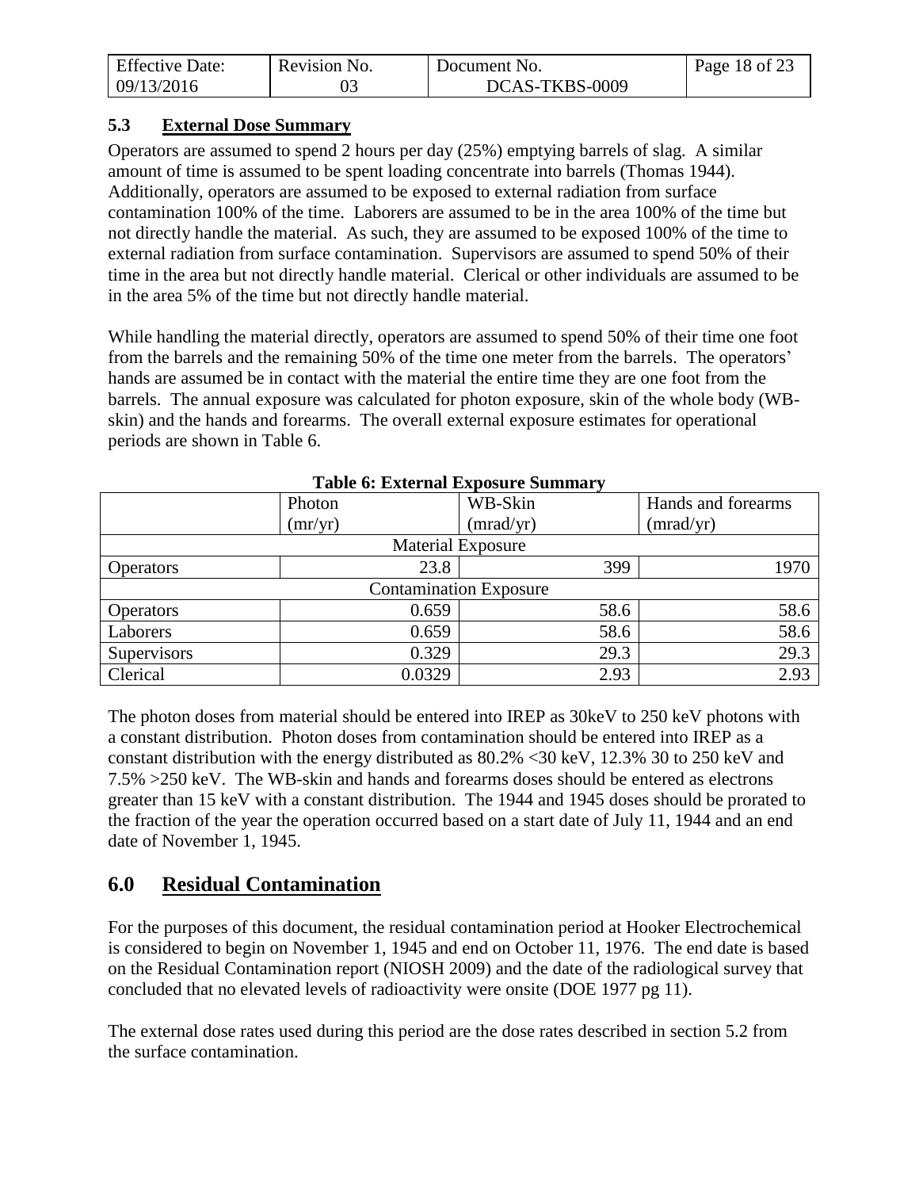### 5.3 External Dose Summary

Operators are assumed to spend 2 hours per day (25%) emptying barrels of slag. A similar amount of time is assumed to be spent loading concentrate into barrels (Thomas 1944). Additionally, operators are assumed to be exposed to external radiation from surface contamination 100% of the time. Laborers are assumed to be in the area 100% of the time but not directly handle the material. As such, they are assumed to be exposed 100% of the time to external radiation from surface contamination. Supervisors are assumed to spend 50% of their time in the area but not directly handle material. Clerical or other individuals are assumed to be in the area 5% of the time but not directly handle material.

While handling the material directly, operators are assumed to spend 50% of their time one foot from the barrels and the remaining 50% of the time one meter from the barrels. The operators' hands are assumed be in contact with the material the entire time they are one foot from the barrels. The annual exposure was calculated for photon exposure, skin of the whole body (WB-skin) and the hands and forearms. The overall external exposure estimates for operational periods are shown in Table 6.

**Table 6: External Exposure Summary**

| | Photon (mr/yr) | WB-Skin (mrad/yr) | Hands and forearms (mrad/yr) |
|---|---|---|---|
| Material Exposure | | | |
| Operators | 23.8 | 399 | 1970 |
| Contamination Exposure | | | |
| Operators | 0.659 | 58.6 | 58.6 |
| Laborers | 0.659 | 58.6 | 58.6 |
| Supervisors | 0.329 | 29.3 | 29.3 |
| Clerical | 0.0329 | 2.93 | 2.93 |

The photon doses from material should be entered into IREP as 30keV to 250 keV photons with a constant distribution. Photon doses from contamination should be entered into IREP as a constant distribution with the energy distributed as 80.2% <30 keV, 12.3% 30 to 250 keV and 7.5% >250 keV. The WB-skin and hands and forearms doses should be entered as electrons greater than 15 keV with a constant distribution. The 1944 and 1945 doses should be prorated to the fraction of the year the operation occurred based on a start date of July 11, 1944 and an end date of November 1, 1945.

## 6.0 Residual Contamination

For the purposes of this document, the residual contamination period at Hooker Electrochemical is considered to begin on November 1, 1945 and end on October 11, 1976. The end date is based on the Residual Contamination report (NIOSH 2009) and the date of the radiological survey that concluded that no elevated levels of radioactivity were onsite (DOE 1977 pg 11).

The external dose rates used during this period are the dose rates described in section 5.2 from the surface contamination.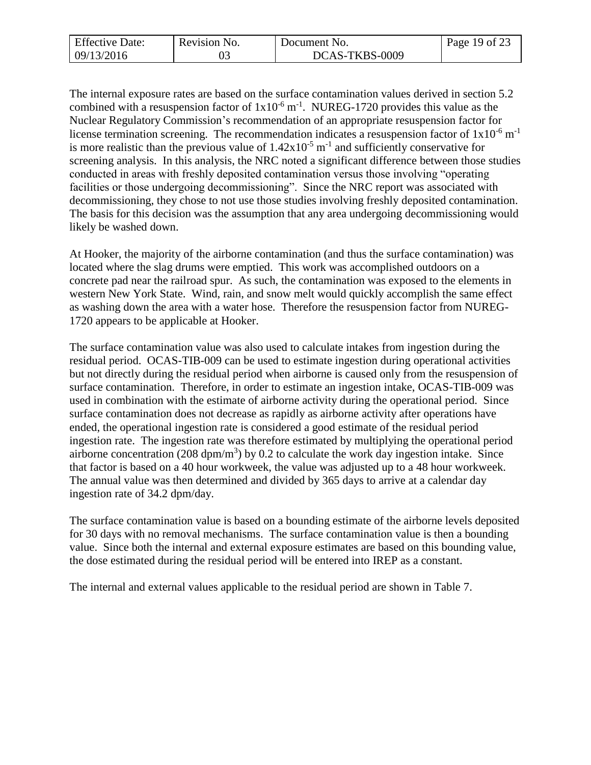The internal exposure rates are based on the surface contamination values derived in section 5.2 combined with a resuspension factor of $1x10^{-6}$ $m^{-1}$. NUREG-1720 provides this value as the Nuclear Regulatory Commission's recommendation of an appropriate resuspension factor for license termination screening. The recommendation indicates a resuspension factor of $1x10^{-6}$ $m^{-1}$ is more realistic than the previous value of $1.42x10^{-5}$ $m^{-1}$ and sufficiently conservative for screening analysis. In this analysis, the NRC noted a significant difference between those studies conducted in areas with freshly deposited contamination versus those involving "operating facilities or those undergoing decommissioning". Since the NRC report was associated with decommissioning, they chose to not use those studies involving freshly deposited contamination. The basis for this decision was the assumption that any area undergoing decommissioning would likely be washed down.

At Hooker, the majority of the airborne contamination (and thus the surface contamination) was located where the slag drums were emptied. This work was accomplished outdoors on a concrete pad near the railroad spur. As such, the contamination was exposed to the elements in western New York State. Wind, rain, and snow melt would quickly accomplish the same effect as washing down the area with a water hose. Therefore the resuspension factor from NUREG-1720 appears to be applicable at Hooker.

The surface contamination value was also used to calculate intakes from ingestion during the residual period. OCAS-TIB-009 can be used to estimate ingestion during operational activities but not directly during the residual period when airborne is caused only from the resuspension of surface contamination. Therefore, in order to estimate an ingestion intake, OCAS-TIB-009 was used in combination with the estimate of airborne activity during the operational period. Since surface contamination does not decrease as rapidly as airborne activity after operations have ended, the operational ingestion rate is considered a good estimate of the residual period ingestion rate. The ingestion rate was therefore estimated by multiplying the operational period airborne concentration (208 dpm/$m^3$) by 0.2 to calculate the work day ingestion intake. Since that factor is based on a 40 hour workweek, the value was adjusted up to a 48 hour workweek. The annual value was then determined and divided by 365 days to arrive at a calendar day ingestion rate of 34.2 dpm/day.

The surface contamination value is based on a bounding estimate of the airborne levels deposited for 30 days with no removal mechanisms. The surface contamination value is then a bounding value. Since both the internal and external exposure estimates are based on this bounding value, the dose estimated during the residual period will be entered into IREP as a constant.

The internal and external values applicable to the residual period are shown in Table 7.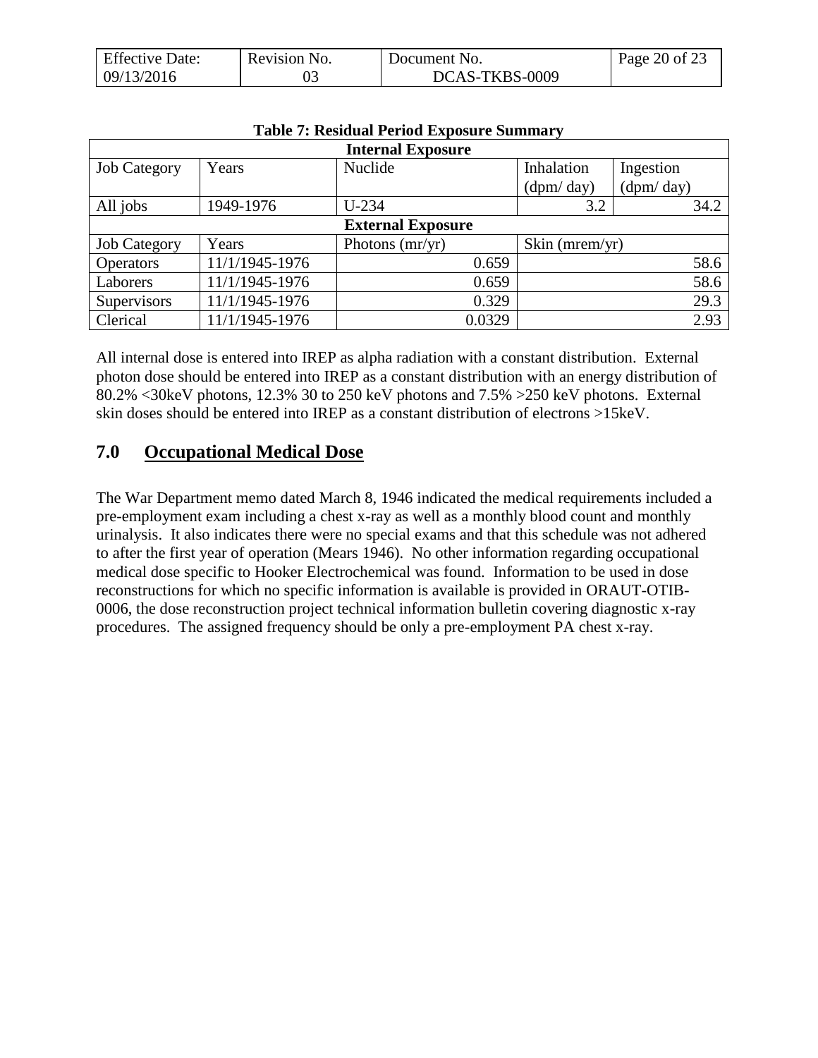**Table 7: Residual Period Exposure Summary**

| Internal Exposure | | | | |
|---|---|---|---|---|
| Job Category | Years | Nuclide | Inhalation (dpm/ day) | Ingestion (dpm/ day) |
| All jobs | 1949-1976 | U-234 | 3.2 | 34.2 |
| **External Exposure** | | | | |
| Job Category | Years | Photons (mr/yr) | Skin (mrem/yr) | |
| Operators | 11/1/1945-1976 | 0.659 | 58.6 | |
| Laborers | 11/1/1945-1976 | 0.659 | 58.6 | |
| Supervisors | 11/1/1945-1976 | 0.329 | 29.3 | |
| Clerical | 11/1/1945-1976 | 0.0329 | 2.93 | |

All internal dose is entered into IREP as alpha radiation with a constant distribution. External photon dose should be entered into IREP as a constant distribution with an energy distribution of 80.2% <30keV photons, 12.3% 30 to 250 keV photons and 7.5% >250 keV photons. External skin doses should be entered into IREP as a constant distribution of electrons >15keV.

## 7.0 Occupational Medical Dose

The War Department memo dated March 8, 1946 indicated the medical requirements included a pre-employment exam including a chest x-ray as well as a monthly blood count and monthly urinalysis. It also indicates there were no special exams and that this schedule was not adhered to after the first year of operation (Mears 1946). No other information regarding occupational medical dose specific to Hooker Electrochemical was found. Information to be used in dose reconstructions for which no specific information is available is provided in ORAUT-OTIB-0006, the dose reconstruction project technical information bulletin covering diagnostic x-ray procedures. The assigned frequency should be only a pre-employment PA chest x-ray.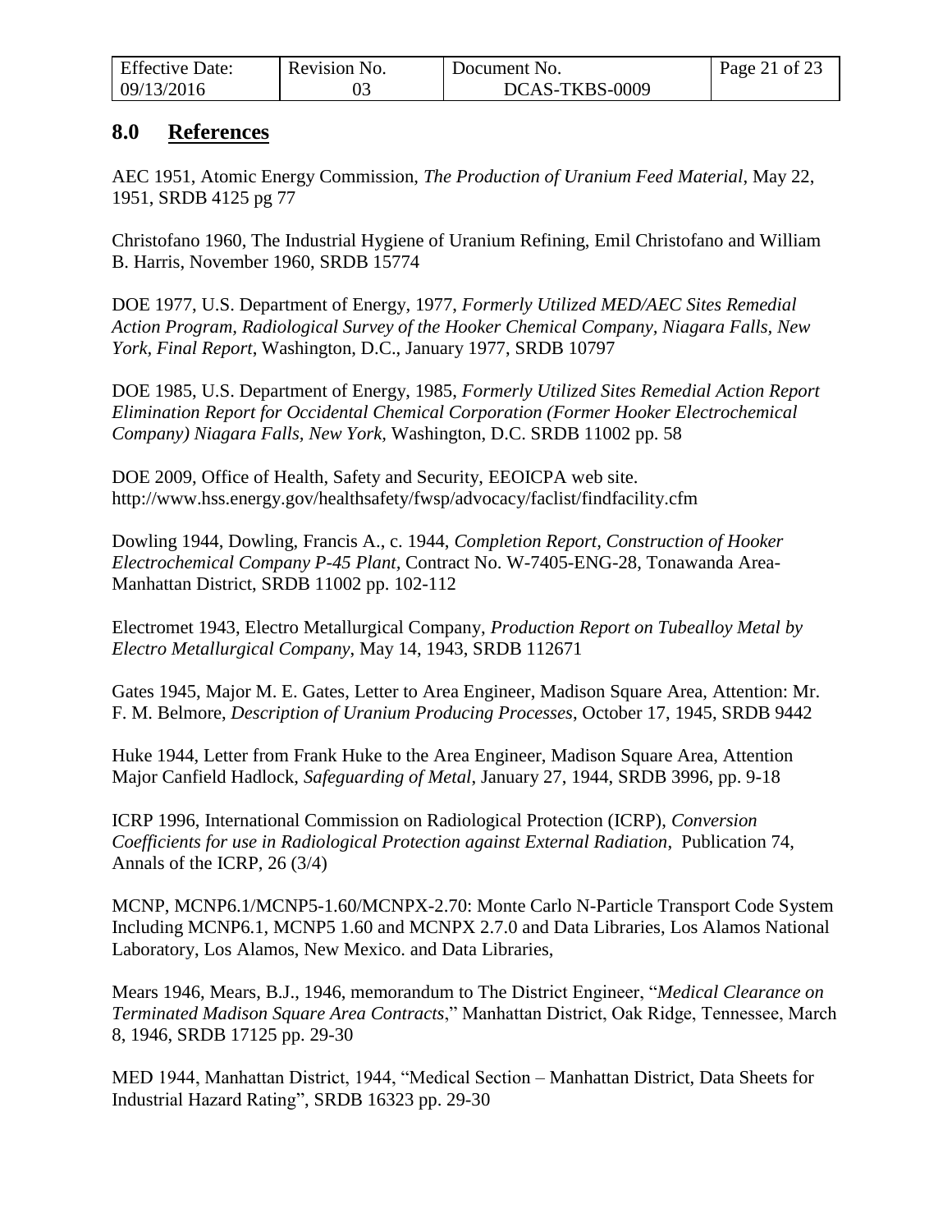## 8.0 References

AEC 1951, Atomic Energy Commission, *The Production of Uranium Feed Material*, May 22, 1951, SRDB 4125 pg 77

Christofano 1960, The Industrial Hygiene of Uranium Refining, Emil Christofano and William B. Harris, November 1960, SRDB 15774

DOE 1977, U.S. Department of Energy, 1977, *Formerly Utilized MED/AEC Sites Remedial Action Program, Radiological Survey of the Hooker Chemical Company, Niagara Falls, New York, Final Report*, Washington, D.C., January 1977, SRDB 10797

DOE 1985, U.S. Department of Energy, 1985, *Formerly Utilized Sites Remedial Action Report Elimination Report for Occidental Chemical Corporation (Former Hooker Electrochemical Company) Niagara Falls, New York,* Washington, D.C. SRDB 11002 pp. 58

DOE 2009, Office of Health, Safety and Security, EEOICPA web site. http://www.hss.energy.gov/healthsafety/fwsp/advocacy/faclist/findfacility.cfm

Dowling 1944, Dowling, Francis A., c. 1944, *Completion Report, Construction of Hooker Electrochemical Company P-45 Plant,* Contract No. W-7405-ENG-28, Tonawanda Area-Manhattan District, SRDB 11002 pp. 102-112

Electromet 1943, Electro Metallurgical Company, *Production Report on Tubealloy Metal by Electro Metallurgical Company*, May 14, 1943, SRDB 112671

Gates 1945, Major M. E. Gates, Letter to Area Engineer, Madison Square Area, Attention: Mr. F. M. Belmore, *Description of Uranium Producing Processes*, October 17, 1945, SRDB 9442

Huke 1944, Letter from Frank Huke to the Area Engineer, Madison Square Area, Attention Major Canfield Hadlock, *Safeguarding of Metal*, January 27, 1944, SRDB 3996, pp. 9-18

ICRP 1996, International Commission on Radiological Protection (ICRP), *Conversion Coefficients for use in Radiological Protection against External Radiation*, Publication 74, Annals of the ICRP, 26 (3/4)

MCNP, MCNP6.1/MCNP5-1.60/MCNPX-2.70: Monte Carlo N-Particle Transport Code System Including MCNP6.1, MCNP5 1.60 and MCNPX 2.7.0 and Data Libraries, Los Alamos National Laboratory, Los Alamos, New Mexico. and Data Libraries,

Mears 1946, Mears, B.J., 1946, memorandum to The District Engineer, "*Medical Clearance on Terminated Madison Square Area Contracts*," Manhattan District, Oak Ridge, Tennessee, March 8, 1946, SRDB 17125 pp. 29-30

MED 1944, Manhattan District, 1944, "Medical Section – Manhattan District, Data Sheets for Industrial Hazard Rating", SRDB 16323 pp. 29-30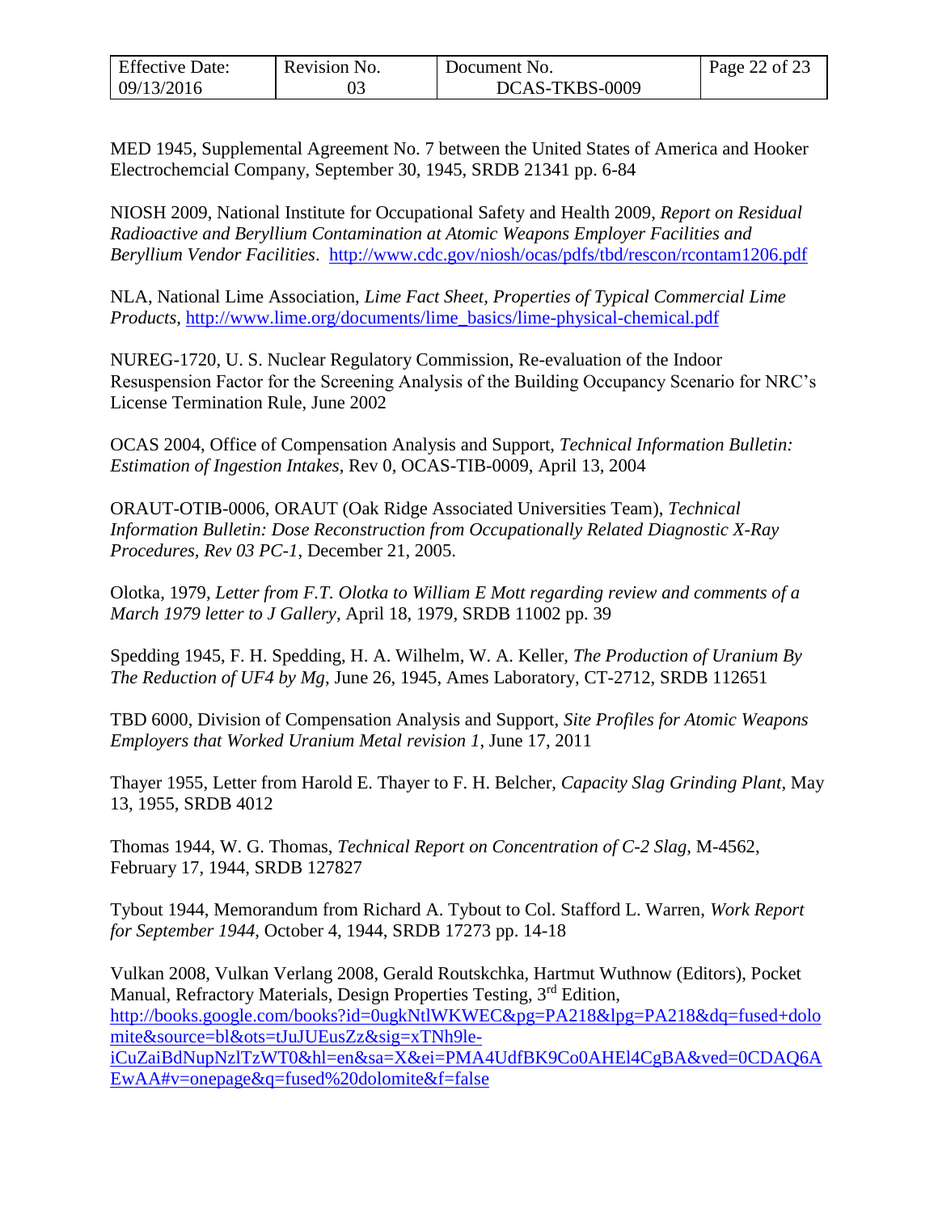MED 1945, Supplemental Agreement No. 7 between the United States of America and Hooker Electrochemcial Company, September 30, 1945, SRDB 21341 pp. 6-84

NIOSH 2009, National Institute for Occupational Safety and Health 2009, *Report on Residual Radioactive and Beryllium Contamination at Atomic Weapons Employer Facilities and Beryllium Vendor Facilities*. http://www.cdc.gov/niosh/ocas/pdfs/tbd/rescon/rcontam1206.pdf

NLA, National Lime Association, *Lime Fact Sheet, Properties of Typical Commercial Lime Products*, http://www.lime.org/documents/lime_basics/lime-physical-chemical.pdf

NUREG-1720, U. S. Nuclear Regulatory Commission, Re-evaluation of the Indoor Resuspension Factor for the Screening Analysis of the Building Occupancy Scenario for NRC's License Termination Rule, June 2002

OCAS 2004, Office of Compensation Analysis and Support, *Technical Information Bulletin: Estimation of Ingestion Intakes*, Rev 0, OCAS-TIB-0009, April 13, 2004

ORAUT-OTIB-0006, ORAUT (Oak Ridge Associated Universities Team), *Technical Information Bulletin: Dose Reconstruction from Occupationally Related Diagnostic X-Ray Procedures, Rev 03 PC-1*, December 21, 2005.

Olotka, 1979, *Letter from F.T. Olotka to William E Mott regarding review and comments of a March 1979 letter to J Gallery*, April 18, 1979, SRDB 11002 pp. 39

Spedding 1945, F. H. Spedding, H. A. Wilhelm, W. A. Keller, *The Production of Uranium By The Reduction of UF4 by Mg*, June 26, 1945, Ames Laboratory, CT-2712, SRDB 112651

TBD 6000, Division of Compensation Analysis and Support, *Site Profiles for Atomic Weapons Employers that Worked Uranium Metal revision 1*, June 17, 2011

Thayer 1955, Letter from Harold E. Thayer to F. H. Belcher, *Capacity Slag Grinding Plant*, May 13, 1955, SRDB 4012

Thomas 1944, W. G. Thomas, *Technical Report on Concentration of C-2 Slag*, M-4562, February 17, 1944, SRDB 127827

Tybout 1944, Memorandum from Richard A. Tybout to Col. Stafford L. Warren, *Work Report for September 1944*, October 4, 1944, SRDB 17273 pp. 14-18

Vulkan 2008, Vulkan Verlang 2008, Gerald Routskchka, Hartmut Wuthnow (Editors), Pocket Manual, Refractory Materials, Design Properties Testing, 3rd Edition, http://books.google.com/books?id=0ugkNtlWKWEC&pg=PA218&lpg=PA218&dq=fused+dolomite&source=bl&ots=tJuJUEusZz&sig=xTNh9le-iCuZaiBdNupNzlTzWT0&hl=en&sa=X&ei=PMA4UdfBK9Co0AHEl4CgBA&ved=0CDAQ6AEwAA#v=onepage&q=fused%20dolomite&f=false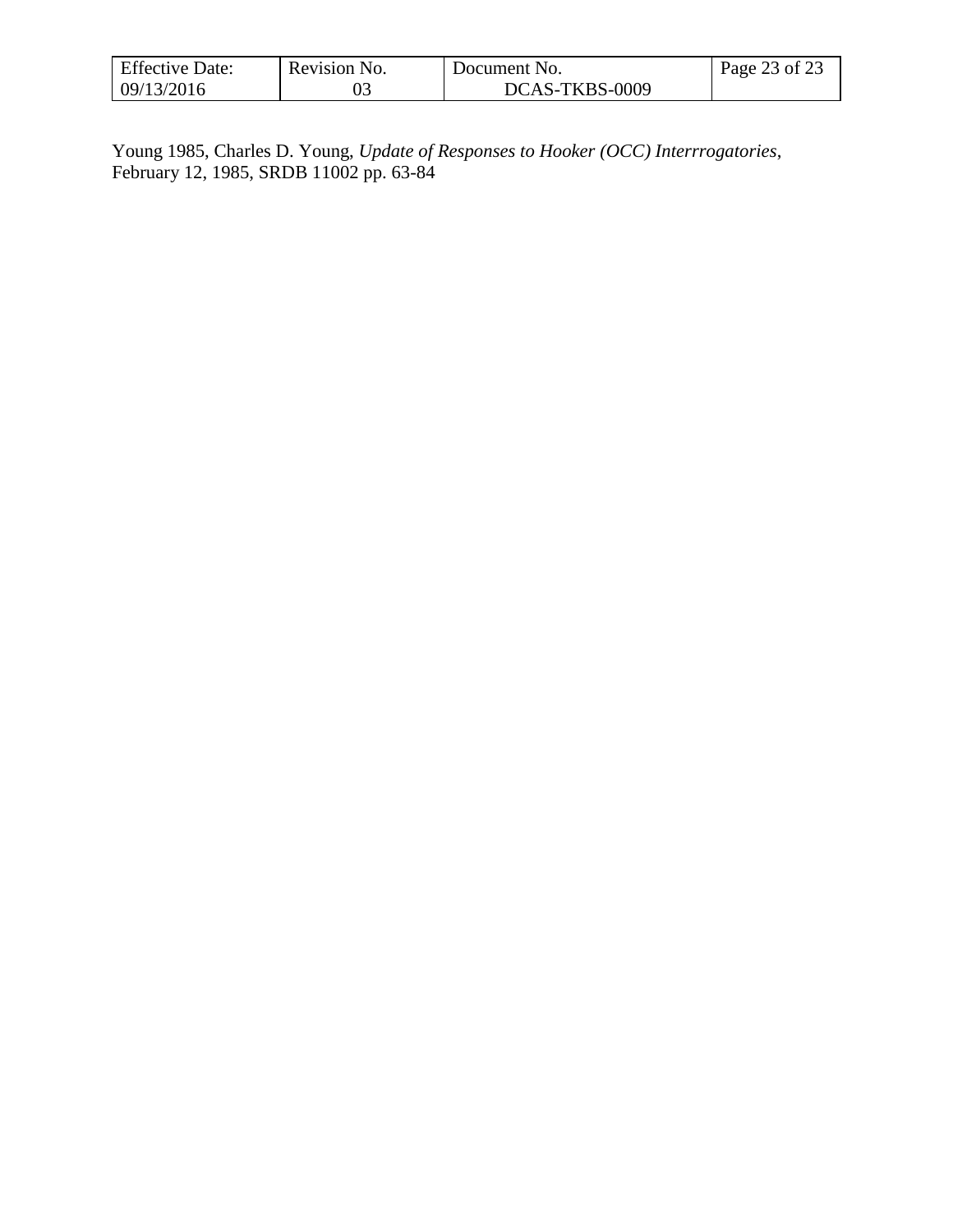Young 1985, Charles D. Young, *Update of Responses to Hooker (OCC) Interrrogatories*, February 12, 1985, SRDB 11002 pp. 63-84